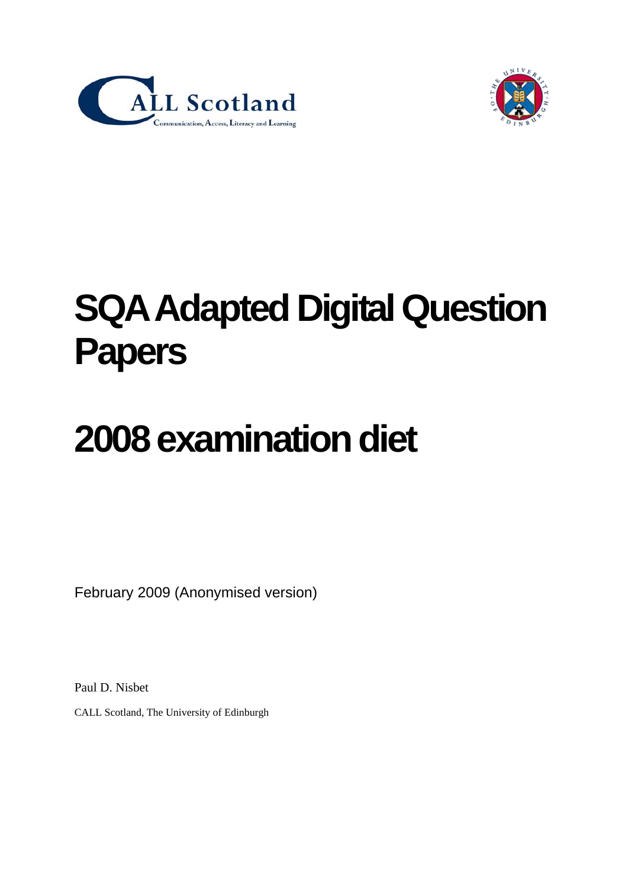CALL Scotland

Communication, Access, Literacy and Learning

# SQA Adapted Digital Question Papers

# 2008 examination diet

February 2009 (Anonymised version)

Paul D. Nisbet

CALL Scotland, The University of Edinburgh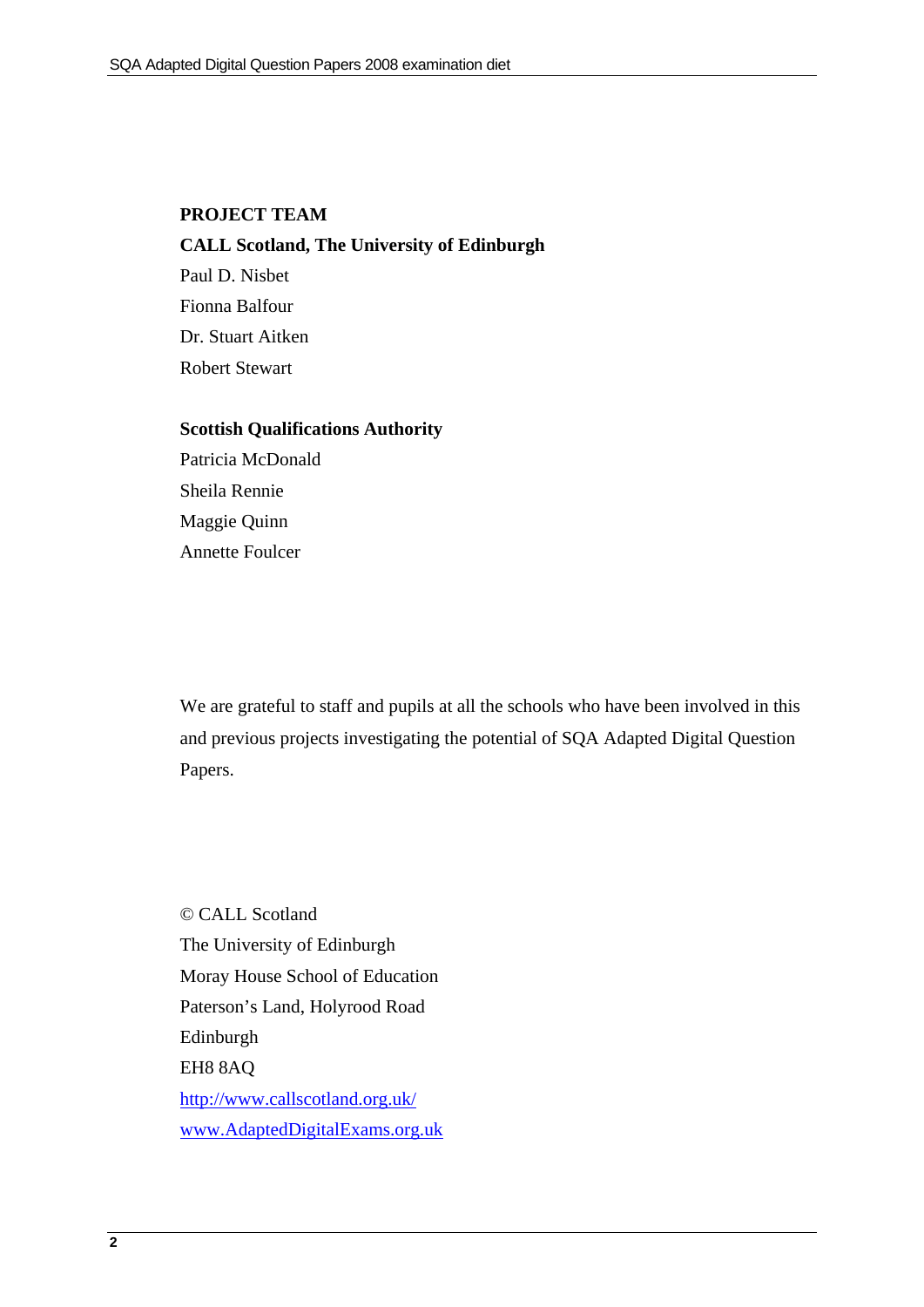**PROJECT TEAM**

**CALL Scotland, The University of Edinburgh**

Paul D. Nisbet

Fionna Balfour

Dr. Stuart Aitken

Robert Stewart

**Scottish Qualifications Authority**

Patricia McDonald

Sheila Rennie

Maggie Quinn

Annette Foulcer

We are grateful to staff and pupils at all the schools who have been involved in this and previous projects investigating the potential of SQA Adapted Digital Question Papers.

© CALL Scotland
The University of Edinburgh
Moray House School of Education
Paterson's Land, Holyrood Road
Edinburgh
EH8 8AQ
[http://www.callscotland.org.uk/](http://www.callscotland.org.uk/)
[www.AdaptedDigitalExams.org.uk](www.AdaptedDigitalExams.org.uk)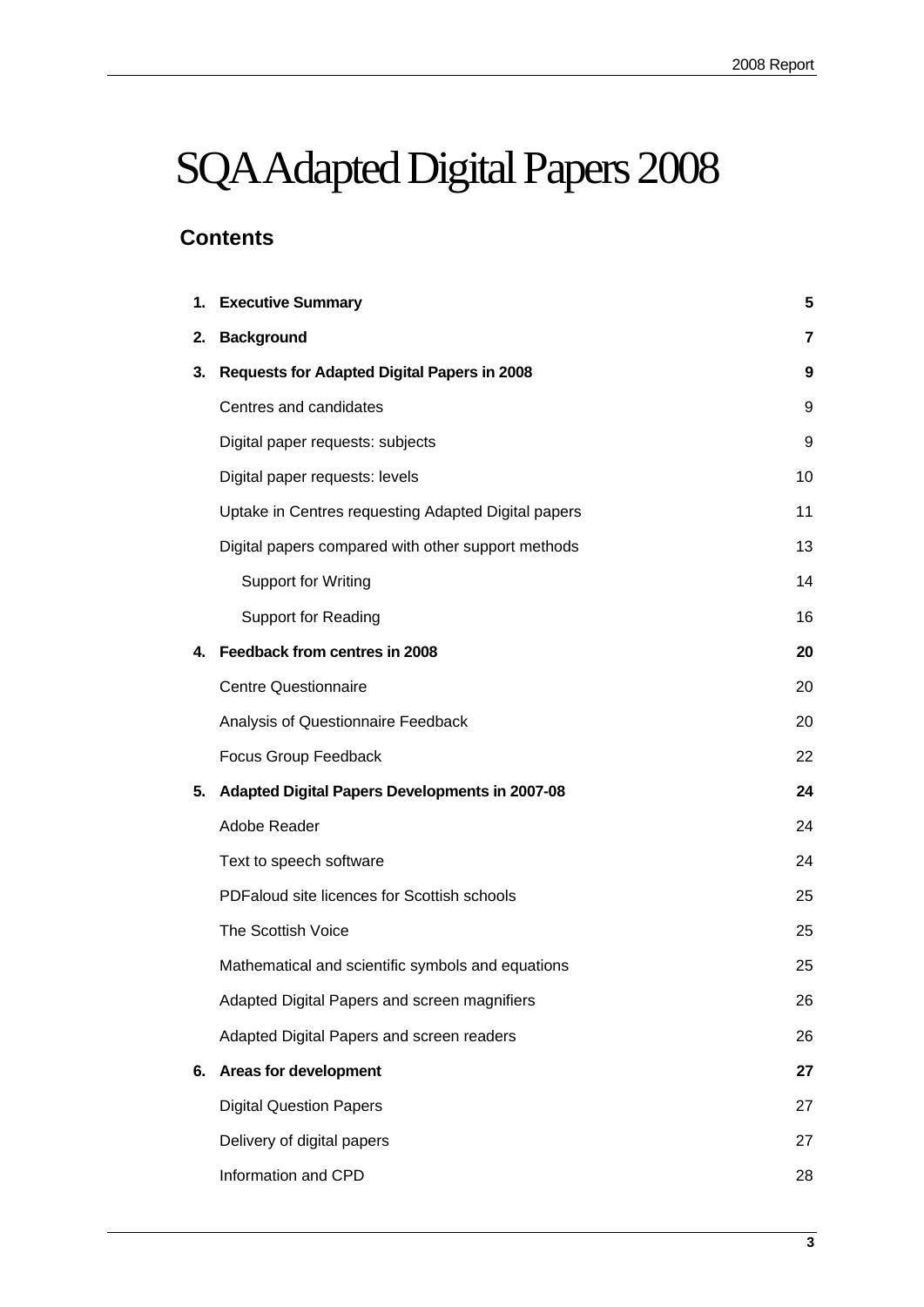# SQA Adapted Digital Papers 2008

## Contents

| | | |
|---|---|---|
| **1.** | **Executive Summary** | **5** |
| **2.** | **Background** | **7** |
| **3.** | **Requests for Adapted Digital Papers in 2008** | **9** |
| | Centres and candidates | 9 |
| | Digital paper requests: subjects | 9 |
| | Digital paper requests: levels | 10 |
| | Uptake in Centres requesting Adapted Digital papers | 11 |
| | Digital papers compared with other support methods | 13 |
| | Support for Writing | 14 |
| | Support for Reading | 16 |
| **4.** | **Feedback from centres in 2008** | **20** |
| | Centre Questionnaire | 20 |
| | Analysis of Questionnaire Feedback | 20 |
| | Focus Group Feedback | 22 |
| **5.** | **Adapted Digital Papers Developments in 2007-08** | **24** |
| | Adobe Reader | 24 |
| | Text to speech software | 24 |
| | PDFaloud site licences for Scottish schools | 25 |
| | The Scottish Voice | 25 |
| | Mathematical and scientific symbols and equations | 25 |
| | Adapted Digital Papers and screen magnifiers | 26 |
| | Adapted Digital Papers and screen readers | 26 |
| **6.** | **Areas for development** | **27** |
| | Digital Question Papers | 27 |
| | Delivery of digital papers | 27 |
| | Information and CPD | 28 |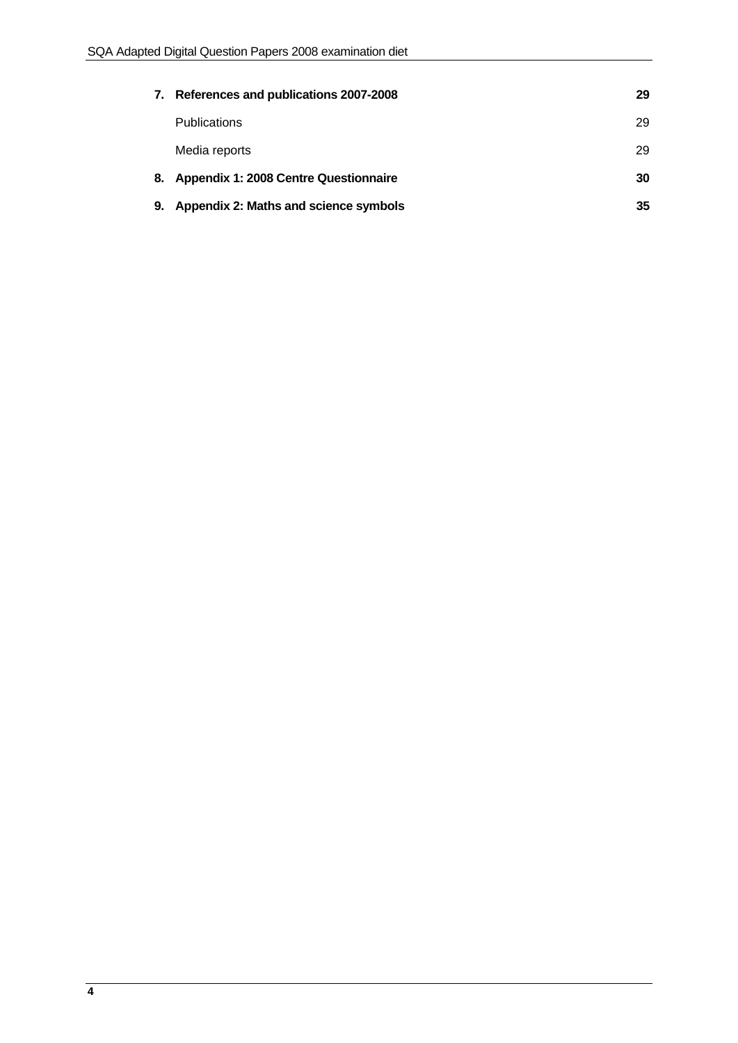| | | |
|---|---|---|
| **7.** | **References and publications 2007-2008** | **29** |
| | Publications | 29 |
| | Media reports | 29 |
| **8.** | **Appendix 1: 2008 Centre Questionnaire** | **30** |
| **9.** | **Appendix 2: Maths and science symbols** | **35** |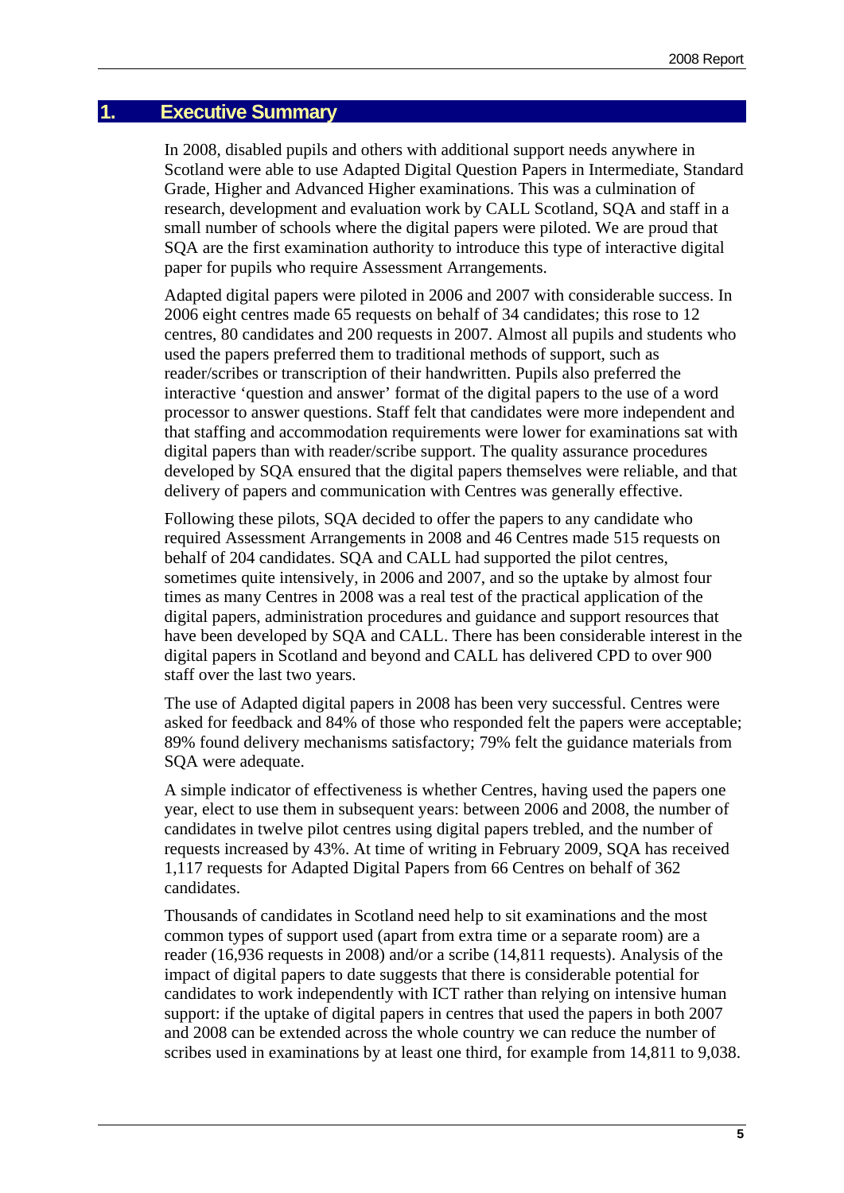# 1. Executive Summary

In 2008, disabled pupils and others with additional support needs anywhere in Scotland were able to use Adapted Digital Question Papers in Intermediate, Standard Grade, Higher and Advanced Higher examinations. This was a culmination of research, development and evaluation work by CALL Scotland, SQA and staff in a small number of schools where the digital papers were piloted. We are proud that SQA are the first examination authority to introduce this type of interactive digital paper for pupils who require Assessment Arrangements.

Adapted digital papers were piloted in 2006 and 2007 with considerable success. In 2006 eight centres made 65 requests on behalf of 34 candidates; this rose to 12 centres, 80 candidates and 200 requests in 2007. Almost all pupils and students who used the papers preferred them to traditional methods of support, such as reader/scribes or transcription of their handwritten. Pupils also preferred the interactive 'question and answer' format of the digital papers to the use of a word processor to answer questions. Staff felt that candidates were more independent and that staffing and accommodation requirements were lower for examinations sat with digital papers than with reader/scribe support. The quality assurance procedures developed by SQA ensured that the digital papers themselves were reliable, and that delivery of papers and communication with Centres was generally effective.

Following these pilots, SQA decided to offer the papers to any candidate who required Assessment Arrangements in 2008 and 46 Centres made 515 requests on behalf of 204 candidates. SQA and CALL had supported the pilot centres, sometimes quite intensively, in 2006 and 2007, and so the uptake by almost four times as many Centres in 2008 was a real test of the practical application of the digital papers, administration procedures and guidance and support resources that have been developed by SQA and CALL. There has been considerable interest in the digital papers in Scotland and beyond and CALL has delivered CPD to over 900 staff over the last two years.

The use of Adapted digital papers in 2008 has been very successful. Centres were asked for feedback and 84% of those who responded felt the papers were acceptable; 89% found delivery mechanisms satisfactory; 79% felt the guidance materials from SQA were adequate.

A simple indicator of effectiveness is whether Centres, having used the papers one year, elect to use them in subsequent years: between 2006 and 2008, the number of candidates in twelve pilot centres using digital papers trebled, and the number of requests increased by 43%. At time of writing in February 2009, SQA has received 1,117 requests for Adapted Digital Papers from 66 Centres on behalf of 362 candidates.

Thousands of candidates in Scotland need help to sit examinations and the most common types of support used (apart from extra time or a separate room) are a reader (16,936 requests in 2008) and/or a scribe (14,811 requests). Analysis of the impact of digital papers to date suggests that there is considerable potential for candidates to work independently with ICT rather than relying on intensive human support: if the uptake of digital papers in centres that used the papers in both 2007 and 2008 can be extended across the whole country we can reduce the number of scribes used in examinations by at least one third, for example from 14,811 to 9,038.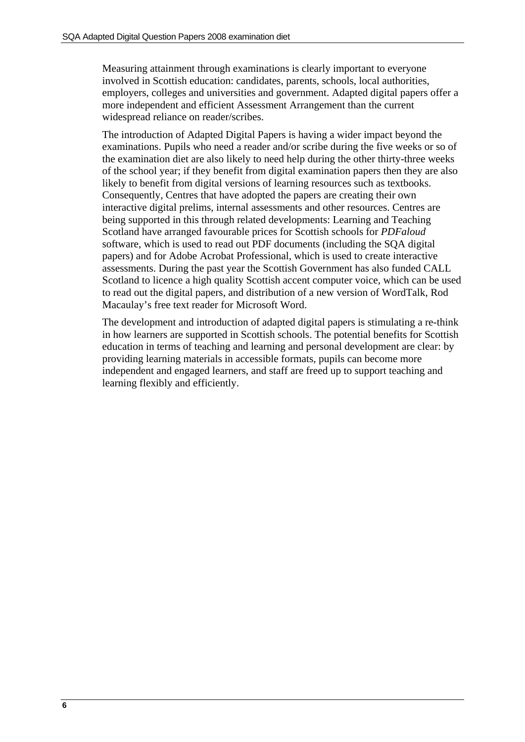Measuring attainment through examinations is clearly important to everyone involved in Scottish education: candidates, parents, schools, local authorities, employers, colleges and universities and government. Adapted digital papers offer a more independent and efficient Assessment Arrangement than the current widespread reliance on reader/scribes.

The introduction of Adapted Digital Papers is having a wider impact beyond the examinations. Pupils who need a reader and/or scribe during the five weeks or so of the examination diet are also likely to need help during the other thirty-three weeks of the school year; if they benefit from digital examination papers then they are also likely to benefit from digital versions of learning resources such as textbooks. Consequently, Centres that have adopted the papers are creating their own interactive digital prelims, internal assessments and other resources. Centres are being supported in this through related developments: Learning and Teaching Scotland have arranged favourable prices for Scottish schools for *PDFaloud* software, which is used to read out PDF documents (including the SQA digital papers) and for Adobe Acrobat Professional, which is used to create interactive assessments. During the past year the Scottish Government has also funded CALL Scotland to licence a high quality Scottish accent computer voice, which can be used to read out the digital papers, and distribution of a new version of WordTalk, Rod Macaulay's free text reader for Microsoft Word.

The development and introduction of adapted digital papers is stimulating a re-think in how learners are supported in Scottish schools. The potential benefits for Scottish education in terms of teaching and learning and personal development are clear: by providing learning materials in accessible formats, pupils can become more independent and engaged learners, and staff are freed up to support teaching and learning flexibly and efficiently.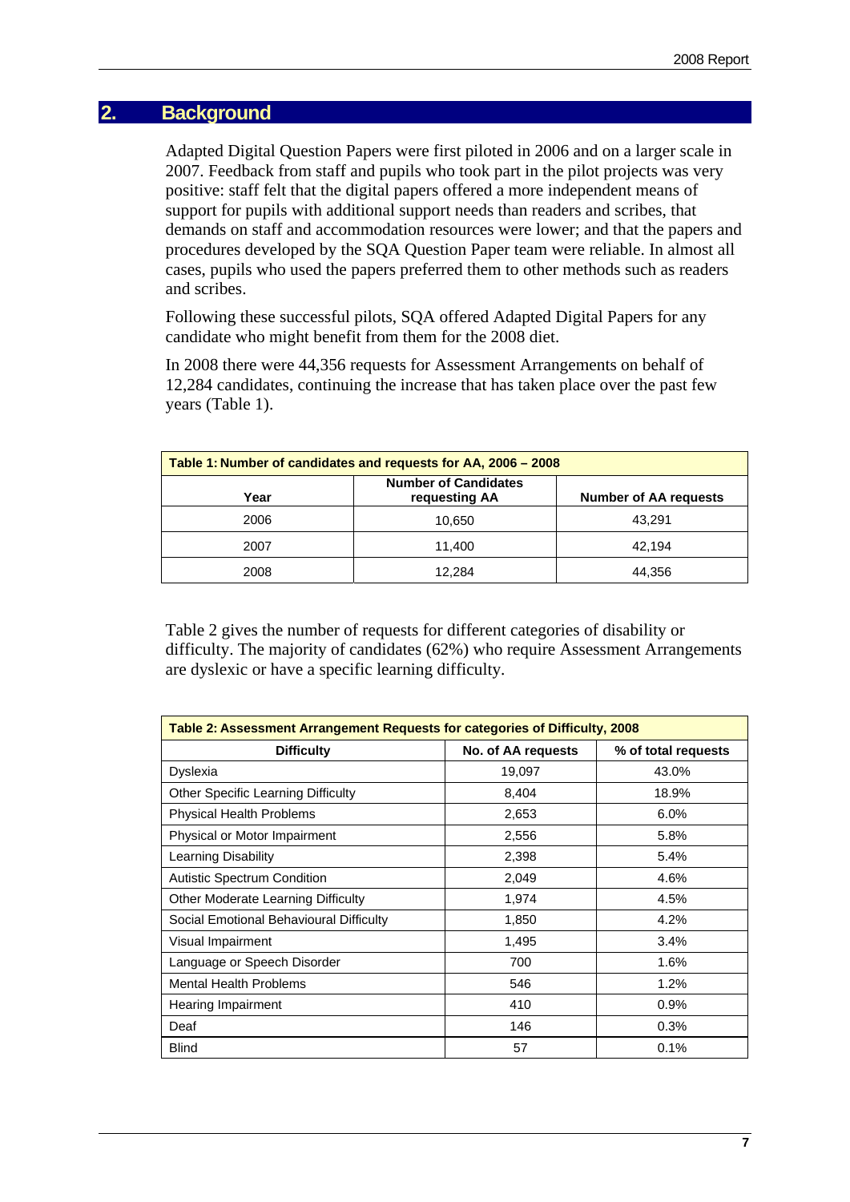## 2. Background

Adapted Digital Question Papers were first piloted in 2006 and on a larger scale in 2007. Feedback from staff and pupils who took part in the pilot projects was very positive: staff felt that the digital papers offered a more independent means of support for pupils with additional support needs than readers and scribes, that demands on staff and accommodation resources were lower; and that the papers and procedures developed by the SQA Question Paper team were reliable. In almost all cases, pupils who used the papers preferred them to other methods such as readers and scribes.

Following these successful pilots, SQA offered Adapted Digital Papers for any candidate who might benefit from them for the 2008 diet.

In 2008 there were 44,356 requests for Assessment Arrangements on behalf of 12,284 candidates, continuing the increase that has taken place over the past few years (Table 1).

**Table 1: Number of candidates and requests for AA, 2006 – 2008**

| Year | Number of Candidates requesting AA | Number of AA requests |
|---|---|---|
| 2006 | 10,650 | 43,291 |
| 2007 | 11,400 | 42,194 |
| 2008 | 12,284 | 44,356 |

Table 2 gives the number of requests for different categories of disability or difficulty. The majority of candidates (62%) who require Assessment Arrangements are dyslexic or have a specific learning difficulty.

**Table 2: Assessment Arrangement Requests for categories of Difficulty, 2008**

| Difficulty | No. of AA requests | % of total requests |
|---|---|---|
| Dyslexia | 19,097 | 43.0% |
| Other Specific Learning Difficulty | 8,404 | 18.9% |
| Physical Health Problems | 2,653 | 6.0% |
| Physical or Motor Impairment | 2,556 | 5.8% |
| Learning Disability | 2,398 | 5.4% |
| Autistic Spectrum Condition | 2,049 | 4.6% |
| Other Moderate Learning Difficulty | 1,974 | 4.5% |
| Social Emotional Behavioural Difficulty | 1,850 | 4.2% |
| Visual Impairment | 1,495 | 3.4% |
| Language or Speech Disorder | 700 | 1.6% |
| Mental Health Problems | 546 | 1.2% |
| Hearing Impairment | 410 | 0.9% |
| Deaf | 146 | 0.3% |
| Blind | 57 | 0.1% |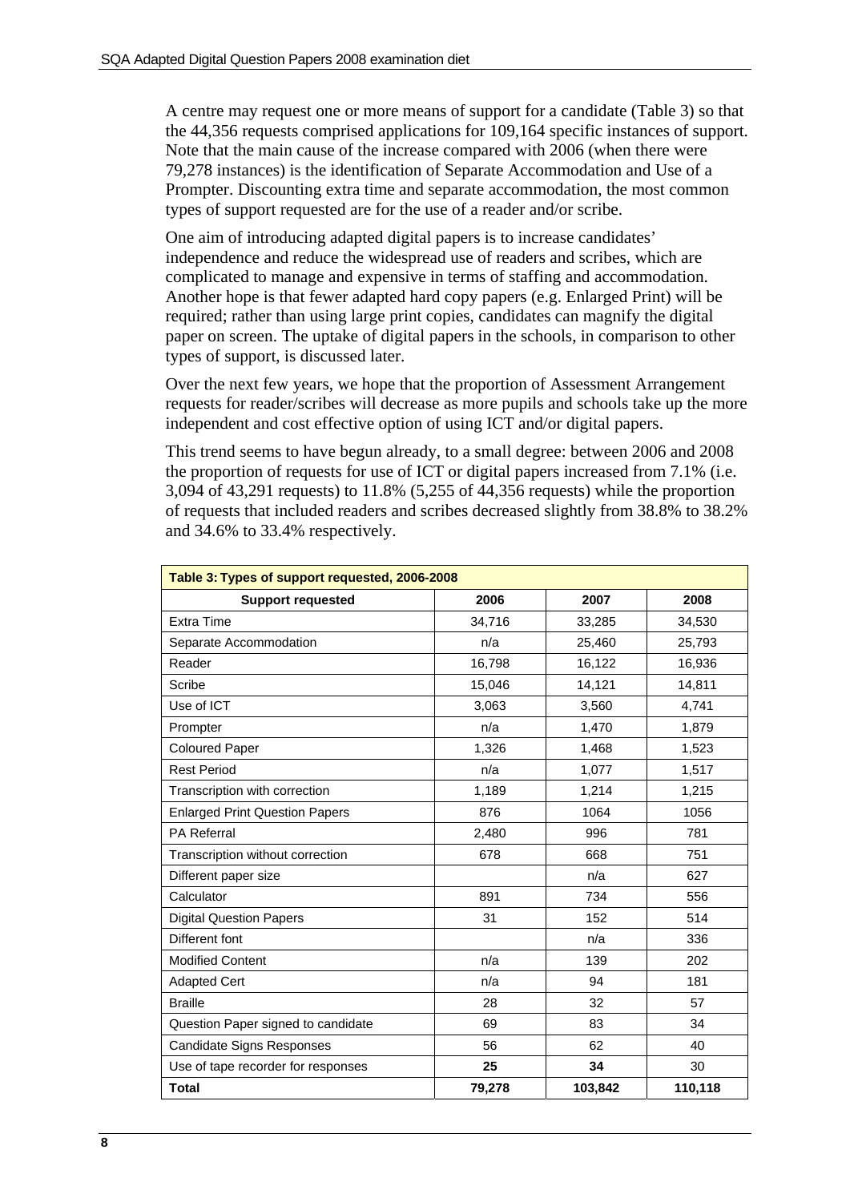A centre may request one or more means of support for a candidate (Table 3) so that the 44,356 requests comprised applications for 109,164 specific instances of support. Note that the main cause of the increase compared with 2006 (when there were 79,278 instances) is the identification of Separate Accommodation and Use of a Prompter. Discounting extra time and separate accommodation, the most common types of support requested are for the use of a reader and/or scribe.

One aim of introducing adapted digital papers is to increase candidates' independence and reduce the widespread use of readers and scribes, which are complicated to manage and expensive in terms of staffing and accommodation. Another hope is that fewer adapted hard copy papers (e.g. Enlarged Print) will be required; rather than using large print copies, candidates can magnify the digital paper on screen. The uptake of digital papers in the schools, in comparison to other types of support, is discussed later.

Over the next few years, we hope that the proportion of Assessment Arrangement requests for reader/scribes will decrease as more pupils and schools take up the more independent and cost effective option of using ICT and/or digital papers.

This trend seems to have begun already, to a small degree: between 2006 and 2008 the proportion of requests for use of ICT or digital papers increased from 7.1% (i.e. 3,094 of 43,291 requests) to 11.8% (5,255 of 44,356 requests) while the proportion of requests that included readers and scribes decreased slightly from 38.8% to 38.2% and 34.6% to 33.4% respectively.

**Table 3: Types of support requested, 2006-2008**

| Support requested | 2006 | 2007 | 2008 |
|---|---|---|---|
| Extra Time | 34,716 | 33,285 | 34,530 |
| Separate Accommodation | n/a | 25,460 | 25,793 |
| Reader | 16,798 | 16,122 | 16,936 |
| Scribe | 15,046 | 14,121 | 14,811 |
| Use of ICT | 3,063 | 3,560 | 4,741 |
| Prompter | n/a | 1,470 | 1,879 |
| Coloured Paper | 1,326 | 1,468 | 1,523 |
| Rest Period | n/a | 1,077 | 1,517 |
| Transcription with correction | 1,189 | 1,214 | 1,215 |
| Enlarged Print Question Papers | 876 | 1064 | 1056 |
| PA Referral | 2,480 | 996 | 781 |
| Transcription without correction | 678 | 668 | 751 |
| Different paper size | | n/a | 627 |
| Calculator | 891 | 734 | 556 |
| Digital Question Papers | 31 | 152 | 514 |
| Different font | | n/a | 336 |
| Modified Content | n/a | 139 | 202 |
| Adapted Cert | n/a | 94 | 181 |
| Braille | 28 | 32 | 57 |
| Question Paper signed to candidate | 69 | 83 | 34 |
| Candidate Signs Responses | 56 | 62 | 40 |
| Use of tape recorder for responses | **25** | **34** | 30 |
| **Total** | **79,278** | **103,842** | **110,118** |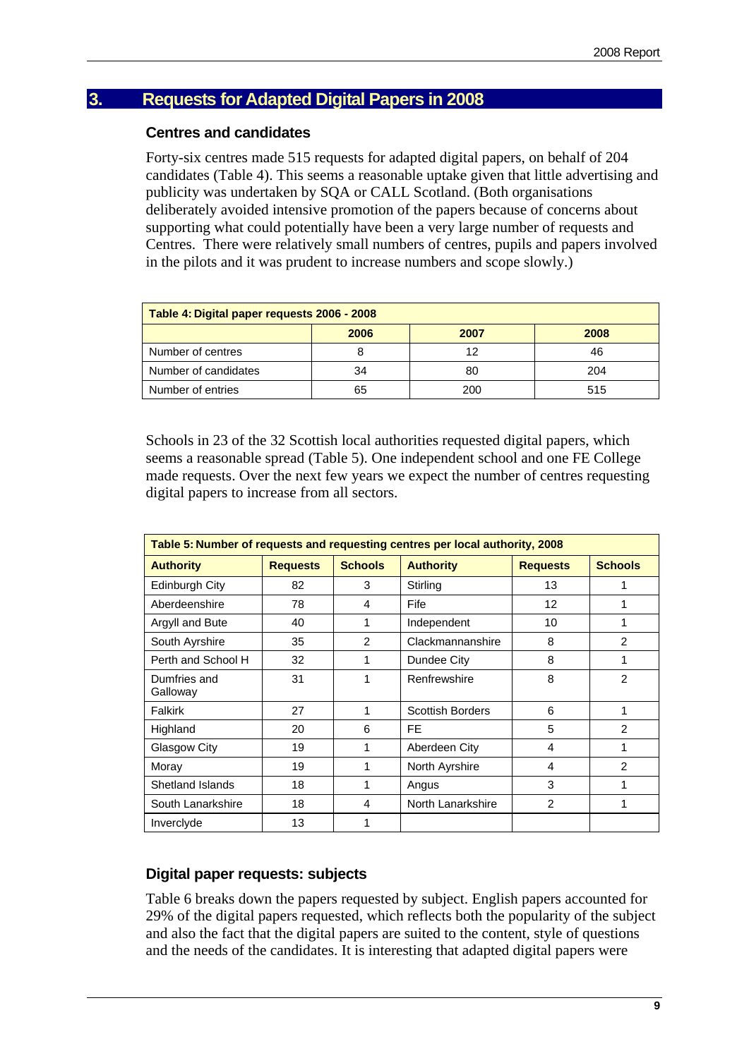## 3. Requests for Adapted Digital Papers in 2008

### Centres and candidates

Forty-six centres made 515 requests for adapted digital papers, on behalf of 204 candidates (Table 4). This seems a reasonable uptake given that little advertising and publicity was undertaken by SQA or CALL Scotland. (Both organisations deliberately avoided intensive promotion of the papers because of concerns about supporting what could potentially have been a very large number of requests and Centres. There were relatively small numbers of centres, pupils and papers involved in the pilots and it was prudent to increase numbers and scope slowly.)

| Table 4: Digital paper requests 2006 - 2008 | | | |
|---|---|---|---|
| | 2006 | 2007 | 2008 |
| Number of centres | 8 | 12 | 46 |
| Number of candidates | 34 | 80 | 204 |
| Number of entries | 65 | 200 | 515 |

Schools in 23 of the 32 Scottish local authorities requested digital papers, which seems a reasonable spread (Table 5). One independent school and one FE College made requests. Over the next few years we expect the number of centres requesting digital papers to increase from all sectors.

| Table 5: Number of requests and requesting centres per local authority, 2008 | | | | | |
|---|---|---|---|---|---|
| **Authority** | **Requests** | **Schools** | **Authority** | **Requests** | **Schools** |
| Edinburgh City | 82 | 3 | Stirling | 13 | 1 |
| Aberdeenshire | 78 | 4 | Fife | 12 | 1 |
| Argyll and Bute | 40 | 1 | Independent | 10 | 1 |
| South Ayrshire | 35 | 2 | Clackmannanshire | 8 | 2 |
| Perth and School H | 32 | 1 | Dundee City | 8 | 1 |
| Dumfries and Galloway | 31 | 1 | Renfrewshire | 8 | 2 |
| Falkirk | 27 | 1 | Scottish Borders | 6 | 1 |
| Highland | 20 | 6 | FE | 5 | 2 |
| Glasgow City | 19 | 1 | Aberdeen City | 4 | 1 |
| Moray | 19 | 1 | North Ayrshire | 4 | 2 |
| Shetland Islands | 18 | 1 | Angus | 3 | 1 |
| South Lanarkshire | 18 | 4 | North Lanarkshire | 2 | 1 |
| Inverclyde | 13 | 1 | | | |

### Digital paper requests: subjects

Table 6 breaks down the papers requested by subject. English papers accounted for 29% of the digital papers requested, which reflects both the popularity of the subject and also the fact that the digital papers are suited to the content, style of questions and the needs of the candidates. It is interesting that adapted digital papers were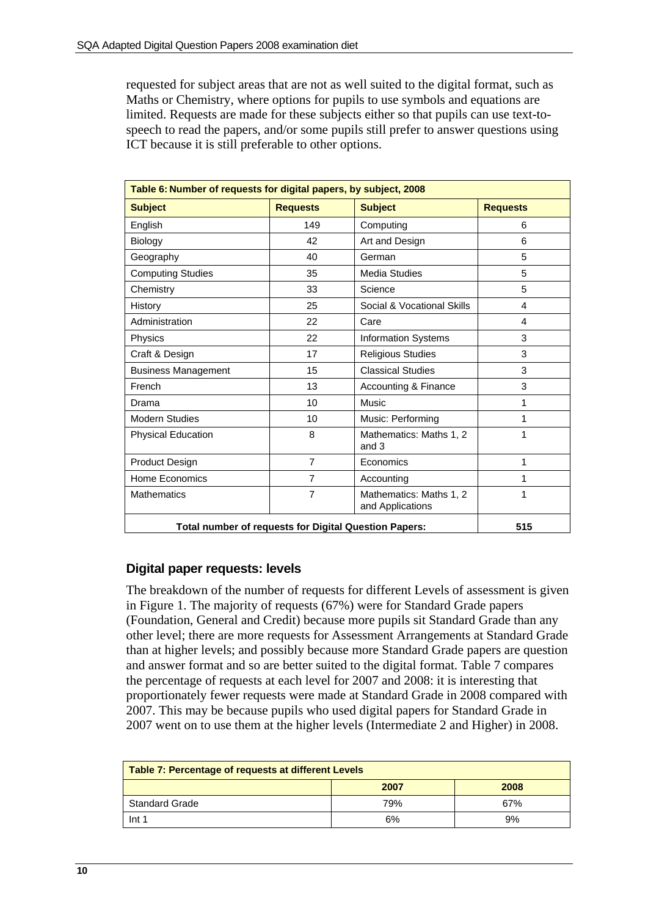requested for subject areas that are not as well suited to the digital format, such as Maths or Chemistry, where options for pupils to use symbols and equations are limited. Requests are made for these subjects either so that pupils can use text-to-speech to read the papers, and/or some pupils still prefer to answer questions using ICT because it is still preferable to other options.

| Table 6: Number of requests for digital papers, by subject, 2008 | | | |
|---|---|---|---|
| **Subject** | **Requests** | **Subject** | **Requests** |
| English | 149 | Computing | 6 |
| Biology | 42 | Art and Design | 6 |
| Geography | 40 | German | 5 |
| Computing Studies | 35 | Media Studies | 5 |
| Chemistry | 33 | Science | 5 |
| History | 25 | Social & Vocational Skills | 4 |
| Administration | 22 | Care | 4 |
| Physics | 22 | Information Systems | 3 |
| Craft & Design | 17 | Religious Studies | 3 |
| Business Management | 15 | Classical Studies | 3 |
| French | 13 | Accounting & Finance | 3 |
| Drama | 10 | Music | 1 |
| Modern Studies | 10 | Music: Performing | 1 |
| Physical Education | 8 | Mathematics: Maths 1, 2 and 3 | 1 |
| Product Design | 7 | Economics | 1 |
| Home Economics | 7 | Accounting | 1 |
| Mathematics | 7 | Mathematics: Maths 1, 2 and Applications | 1 |
| **Total number of requests for Digital Question Papers:** | | | **515** |

## Digital paper requests: levels

The breakdown of the number of requests for different Levels of assessment is given in Figure 1. The majority of requests (67%) were for Standard Grade papers (Foundation, General and Credit) because more pupils sit Standard Grade than any other level; there are more requests for Assessment Arrangements at Standard Grade than at higher levels; and possibly because more Standard Grade papers are question and answer format and so are better suited to the digital format. Table 7 compares the percentage of requests at each level for 2007 and 2008: it is interesting that proportionately fewer requests were made at Standard Grade in 2008 compared with 2007. This may be because pupils who used digital papers for Standard Grade in 2007 went on to use them at the higher levels (Intermediate 2 and Higher) in 2008.

| Table 7: Percentage of requests at different Levels | | |
|---|---|---|
| | **2007** | **2008** |
| Standard Grade | 79% | 67% |
| Int 1 | 6% | 9% |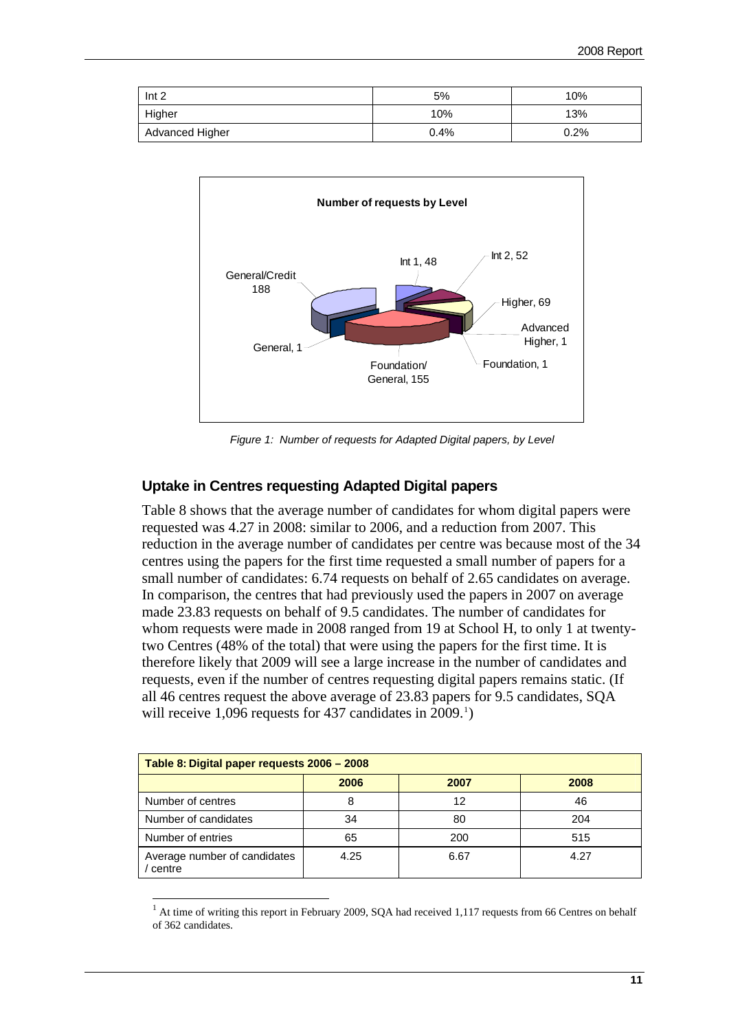| Int 2 | 5% | 10% |
|---|---|---|
| Higher | 10% | 13% |
| Advanced Higher | 0.4% | 0.2% |

*Figure 1: Number of requests for Adapted Digital papers, by Level*

## Uptake in Centres requesting Adapted Digital papers

Table 8 shows that the average number of candidates for whom digital papers were requested was 4.27 in 2008: similar to 2006, and a reduction from 2007. This reduction in the average number of candidates per centre was because most of the 34 centres using the papers for the first time requested a small number of papers for a small number of candidates: 6.74 requests on behalf of 2.65 candidates on average. In comparison, the centres that had previously used the papers in 2007 on average made 23.83 requests on behalf of 9.5 candidates. The number of candidates for whom requests were made in 2008 ranged from 19 at School H, to only 1 at twenty-two Centres (48% of the total) that were using the papers for the first time. It is therefore likely that 2009 will see a large increase in the number of candidates and requests, even if the number of centres requesting digital papers remains static. (If all 46 centres request the above average of 23.83 papers for 9.5 candidates, SQA will receive 1,096 requests for 437 candidates in 2009.[1])

| Table 8: Digital paper requests 2006 – 2008 | | | |
|---|---|---|---|
| | 2006 | 2007 | 2008 |
| Number of centres | 8 | 12 | 46 |
| Number of candidates | 34 | 80 | 204 |
| Number of entries | 65 | 200 | 515 |
| Average number of candidates / centre | 4.25 | 6.67 | 4.27 |

[1] At time of writing this report in February 2009, SQA had received 1,117 requests from 66 Centres on behalf of 362 candidates.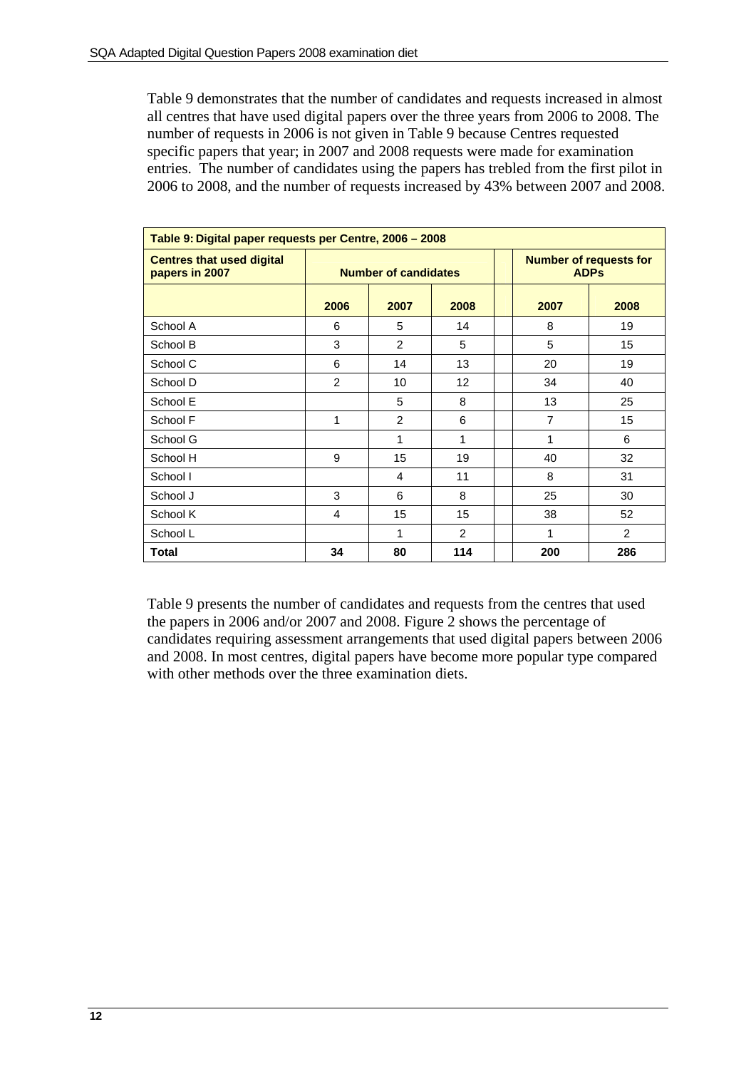Table 9 demonstrates that the number of candidates and requests increased in almost all centres that have used digital papers over the three years from 2006 to 2008. The number of requests in 2006 is not given in Table 9 because Centres requested specific papers that year; in 2007 and 2008 requests were made for examination entries. The number of candidates using the papers has trebled from the first pilot in 2006 to 2008, and the number of requests increased by 43% between 2007 and 2008.

**Table 9: Digital paper requests per Centre, 2006 – 2008**

| Centres that used digital papers in 2007 | Number of candidates | | | | Number of requests for ADPs | |
|---|---|---|---|---|---|---|
| | 2006 | 2007 | 2008 | | 2007 | 2008 |
| School A | 6 | 5 | 14 | | 8 | 19 |
| School B | 3 | 2 | 5 | | 5 | 15 |
| School C | 6 | 14 | 13 | | 20 | 19 |
| School D | 2 | 10 | 12 | | 34 | 40 |
| School E | | 5 | 8 | | 13 | 25 |
| School F | 1 | 2 | 6 | | 7 | 15 |
| School G | | 1 | 1 | | 1 | 6 |
| School H | 9 | 15 | 19 | | 40 | 32 |
| School I | | 4 | 11 | | 8 | 31 |
| School J | 3 | 6 | 8 | | 25 | 30 |
| School K | 4 | 15 | 15 | | 38 | 52 |
| School L | | 1 | 2 | | 1 | 2 |
| **Total** | **34** | **80** | **114** | | **200** | **286** |

Table 9 presents the number of candidates and requests from the centres that used the papers in 2006 and/or 2007 and 2008. Figure 2 shows the percentage of candidates requiring assessment arrangements that used digital papers between 2006 and 2008. In most centres, digital papers have become more popular type compared with other methods over the three examination diets.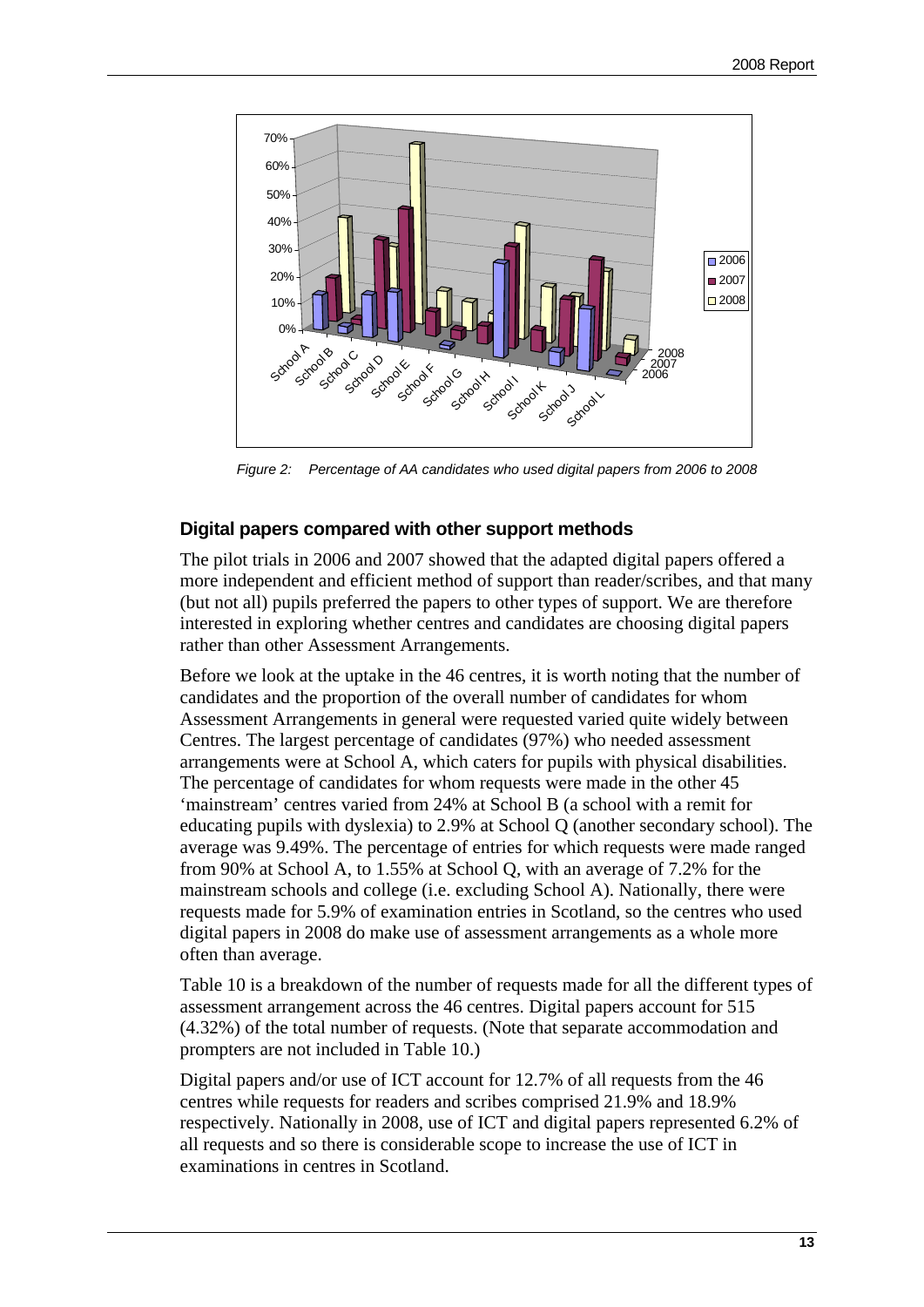Figure 2: Percentage of AA candidates who used digital papers from 2006 to 2008

### Digital papers compared with other support methods

The pilot trials in 2006 and 2007 showed that the adapted digital papers offered a more independent and efficient method of support than reader/scribes, and that many (but not all) pupils preferred the papers to other types of support. We are therefore interested in exploring whether centres and candidates are choosing digital papers rather than other Assessment Arrangements.

Before we look at the uptake in the 46 centres, it is worth noting that the number of candidates and the proportion of the overall number of candidates for whom Assessment Arrangements in general were requested varied quite widely between Centres. The largest percentage of candidates (97%) who needed assessment arrangements were at School A, which caters for pupils with physical disabilities. The percentage of candidates for whom requests were made in the other 45 'mainstream' centres varied from 24% at School B (a school with a remit for educating pupils with dyslexia) to 2.9% at School Q (another secondary school). The average was 9.49%. The percentage of entries for which requests were made ranged from 90% at School A, to 1.55% at School Q, with an average of 7.2% for the mainstream schools and college (i.e. excluding School A). Nationally, there were requests made for 5.9% of examination entries in Scotland, so the centres who used digital papers in 2008 do make use of assessment arrangements as a whole more often than average.

Table 10 is a breakdown of the number of requests made for all the different types of assessment arrangement across the 46 centres. Digital papers account for 515 (4.32%) of the total number of requests. (Note that separate accommodation and prompters are not included in Table 10.)

Digital papers and/or use of ICT account for 12.7% of all requests from the 46 centres while requests for readers and scribes comprised 21.9% and 18.9% respectively. Nationally in 2008, use of ICT and digital papers represented 6.2% of all requests and so there is considerable scope to increase the use of ICT in examinations in centres in Scotland.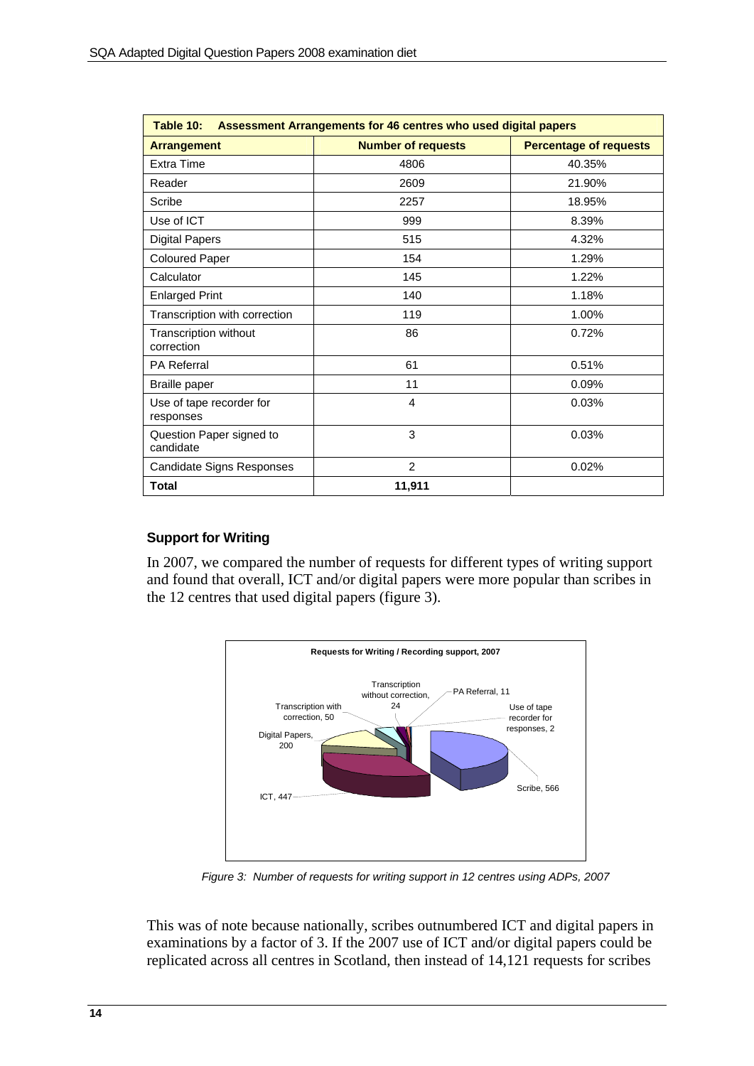| Table 10: Assessment Arrangements for 46 centres who used digital papers | | |
|---|---|---|
| **Arrangement** | **Number of requests** | **Percentage of requests** |
| Extra Time | 4806 | 40.35% |
| Reader | 2609 | 21.90% |
| Scribe | 2257 | 18.95% |
| Use of ICT | 999 | 8.39% |
| Digital Papers | 515 | 4.32% |
| Coloured Paper | 154 | 1.29% |
| Calculator | 145 | 1.22% |
| Enlarged Print | 140 | 1.18% |
| Transcription with correction | 119 | 1.00% |
| Transcription without correction | 86 | 0.72% |
| PA Referral | 61 | 0.51% |
| Braille paper | 11 | 0.09% |
| Use of tape recorder for responses | 4 | 0.03% |
| Question Paper signed to candidate | 3 | 0.03% |
| Candidate Signs Responses | 2 | 0.02% |
| **Total** | **11,911** | |

### Support for Writing

In 2007, we compared the number of requests for different types of writing support and found that overall, ICT and/or digital papers were more popular than scribes in the 12 centres that used digital papers (figure 3).

**Requests for Writing / Recording support, 2007**

- Scribe, 566
- ICT, 447
- Digital Papers, 200
- Transcription with correction, 50
- Transcription without correction, 24
- PA Referral, 11
- Use of tape recorder for responses, 2

*Figure 3: Number of requests for writing support in 12 centres using ADPs, 2007*

This was of note because nationally, scribes outnumbered ICT and digital papers in examinations by a factor of 3. If the 2007 use of ICT and/or digital papers could be replicated across all centres in Scotland, then instead of 14,121 requests for scribes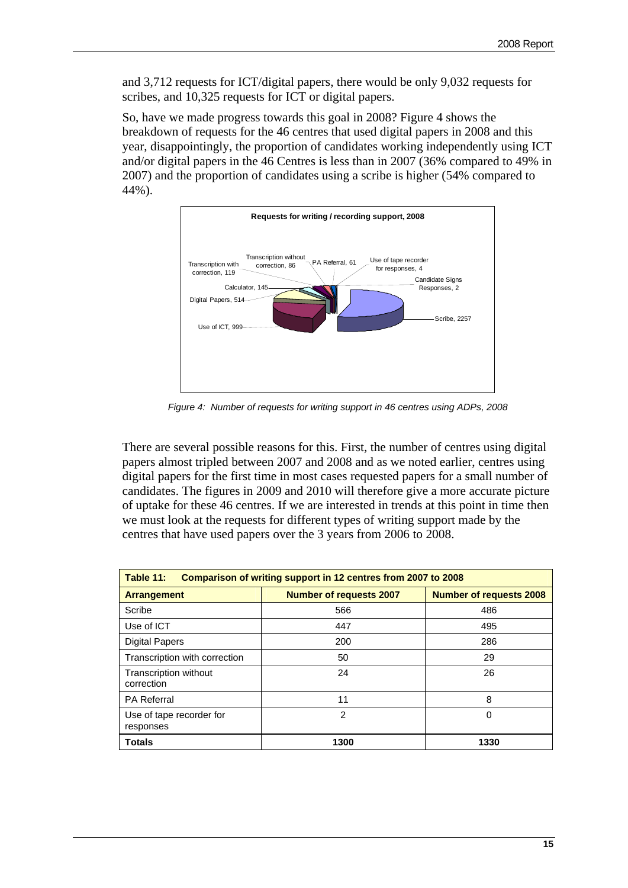and 3,712 requests for ICT/digital papers, there would be only 9,032 requests for scribes, and 10,325 requests for ICT or digital papers.

So, have we made progress towards this goal in 2008? Figure 4 shows the breakdown of requests for the 46 centres that used digital papers in 2008 and this year, disappointingly, the proportion of candidates working independently using ICT and/or digital papers in the 46 Centres is less than in 2007 (36% compared to 49% in 2007) and the proportion of candidates using a scribe is higher (54% compared to 44%).

*Figure 4: Number of requests for writing support in 46 centres using ADPs, 2008*

There are several possible reasons for this. First, the number of centres using digital papers almost tripled between 2007 and 2008 and as we noted earlier, centres using digital papers for the first time in most cases requested papers for a small number of candidates. The figures in 2009 and 2010 will therefore give a more accurate picture of uptake for these 46 centres. If we are interested in trends at this point in time then we must look at the requests for different types of writing support made by the centres that have used papers over the 3 years from 2006 to 2008.

**Table 11: Comparison of writing support in 12 centres from 2007 to 2008**

| Arrangement | Number of requests 2007 | Number of requests 2008 |
|---|---|---|
| Scribe | 566 | 486 |
| Use of ICT | 447 | 495 |
| Digital Papers | 200 | 286 |
| Transcription with correction | 50 | 29 |
| Transcription without correction | 24 | 26 |
| PA Referral | 11 | 8 |
| Use of tape recorder for responses | 2 | 0 |
| **Totals** | **1300** | **1330** |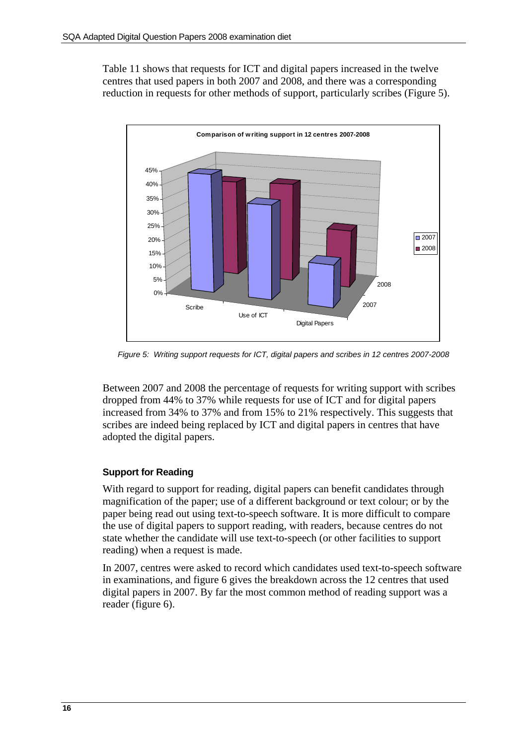Table 11 shows that requests for ICT and digital papers increased in the twelve centres that used papers in both 2007 and 2008, and there was a corresponding reduction in requests for other methods of support, particularly scribes (Figure 5).

*Figure 5: Writing support requests for ICT, digital papers and scribes in 12 centres 2007-2008*

Between 2007 and 2008 the percentage of requests for writing support with scribes dropped from 44% to 37% while requests for use of ICT and for digital papers increased from 34% to 37% and from 15% to 21% respectively. This suggests that scribes are indeed being replaced by ICT and digital papers in centres that have adopted the digital papers.

### Support for Reading

With regard to support for reading, digital papers can benefit candidates through magnification of the paper; use of a different background or text colour; or by the paper being read out using text-to-speech software. It is more difficult to compare the use of digital papers to support reading, with readers, because centres do not state whether the candidate will use text-to-speech (or other facilities to support reading) when a request is made.

In 2007, centres were asked to record which candidates used text-to-speech software in examinations, and figure 6 gives the breakdown across the 12 centres that used digital papers in 2007. By far the most common method of reading support was a reader (figure 6).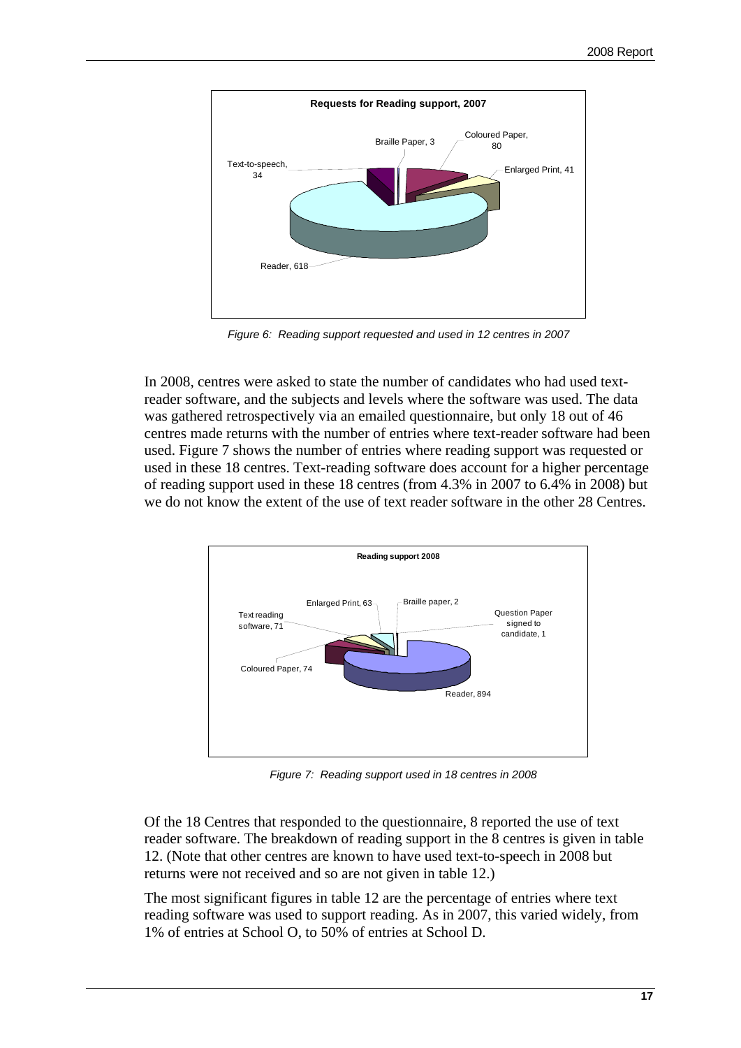**Requests for Reading support, 2007**

Braille Paper, 3
Coloured Paper, 80
Enlarged Print, 41
Text-to-speech, 34
Reader, 618

*Figure 6: Reading support requested and used in 12 centres in 2007*

In 2008, centres were asked to state the number of candidates who had used text-reader software, and the subjects and levels where the software was used. The data was gathered retrospectively via an emailed questionnaire, but only 18 out of 46 centres made returns with the number of entries where text-reader software had been used. Figure 7 shows the number of entries where reading support was requested or used in these 18 centres. Text-reading software does account for a higher percentage of reading support used in these 18 centres (from 4.3% in 2007 to 6.4% in 2008) but we do not know the extent of the use of text reader software in the other 28 Centres.

**Reading support 2008**

Enlarged Print, 63
Braille paper, 2
Question Paper signed to candidate, 1
Text reading software, 71
Coloured Paper, 74
Reader, 894

*Figure 7: Reading support used in 18 centres in 2008*

Of the 18 Centres that responded to the questionnaire, 8 reported the use of text reader software. The breakdown of reading support in the 8 centres is given in table 12. (Note that other centres are known to have used text-to-speech in 2008 but returns were not received and so are not given in table 12.)

The most significant figures in table 12 are the percentage of entries where text reading software was used to support reading. As in 2007, this varied widely, from 1% of entries at School O, to 50% of entries at School D.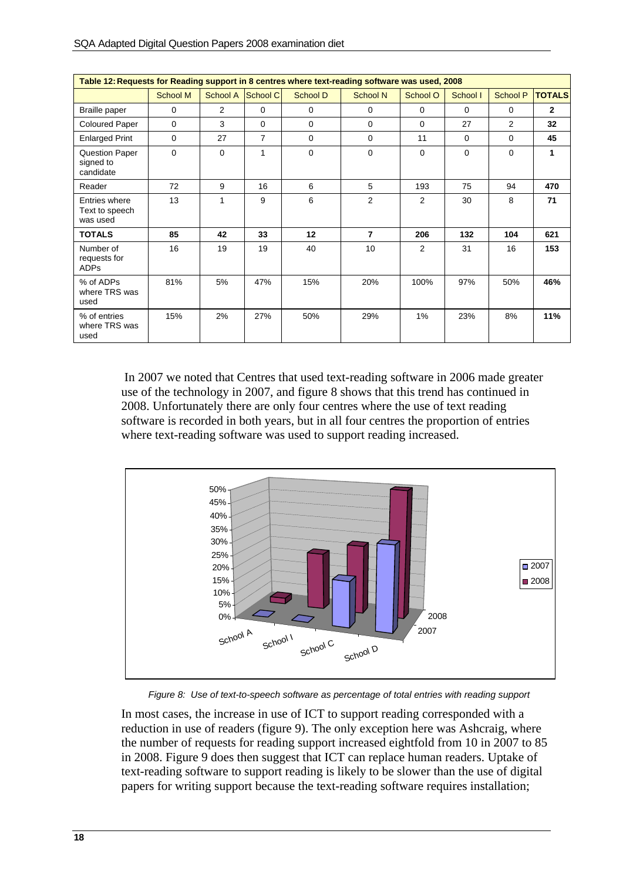**Table 12: Requests for Reading support in 8 centres where text-reading software was used, 2008**

| | School M | School A | School C | School D | School N | School O | School I | School P | **TOTALS** |
|---|---|---|---|---|---|---|---|---|---|
| Braille paper | 0 | 2 | 0 | 0 | 0 | 0 | 0 | 0 | **2** |
| Coloured Paper | 0 | 3 | 0 | 0 | 0 | 0 | 27 | 2 | **32** |
| Enlarged Print | 0 | 27 | 7 | 0 | 0 | 11 | 0 | 0 | **45** |
| Question Paper signed to candidate | 0 | 0 | 1 | 0 | 0 | 0 | 0 | 0 | **1** |
| Reader | 72 | 9 | 16 | 6 | 5 | 193 | 75 | 94 | **470** |
| Entries where Text to speech was used | 13 | 1 | 9 | 6 | 2 | 2 | 30 | 8 | **71** |
| **TOTALS** | **85** | **42** | **33** | **12** | **7** | **206** | **132** | **104** | **621** |
| Number of requests for ADPs | 16 | 19 | 19 | 40 | 10 | 2 | 31 | 16 | **153** |
| % of ADPs where TRS was used | 81% | 5% | 47% | 15% | 20% | 100% | 97% | 50% | **46%** |
| % of entries where TRS was used | 15% | 2% | 27% | 50% | 29% | 1% | 23% | 8% | **11%** |

In 2007 we noted that Centres that used text-reading software in 2006 made greater use of the technology in 2007, and figure 8 shows that this trend has continued in 2008. Unfortunately there are only four centres where the use of text reading software is recorded in both years, but in all four centres the proportion of entries where text-reading software was used to support reading increased.

*Figure 8: Use of text-to-speech software as percentage of total entries with reading support*

In most cases, the increase in use of ICT to support reading corresponded with a reduction in use of readers (figure 9). The only exception here was Ashcraig, where the number of requests for reading support increased eightfold from 10 in 2007 to 85 in 2008. Figure 9 does then suggest that ICT can replace human readers. Uptake of text-reading software to support reading is likely to be slower than the use of digital papers for writing support because the text-reading software requires installation;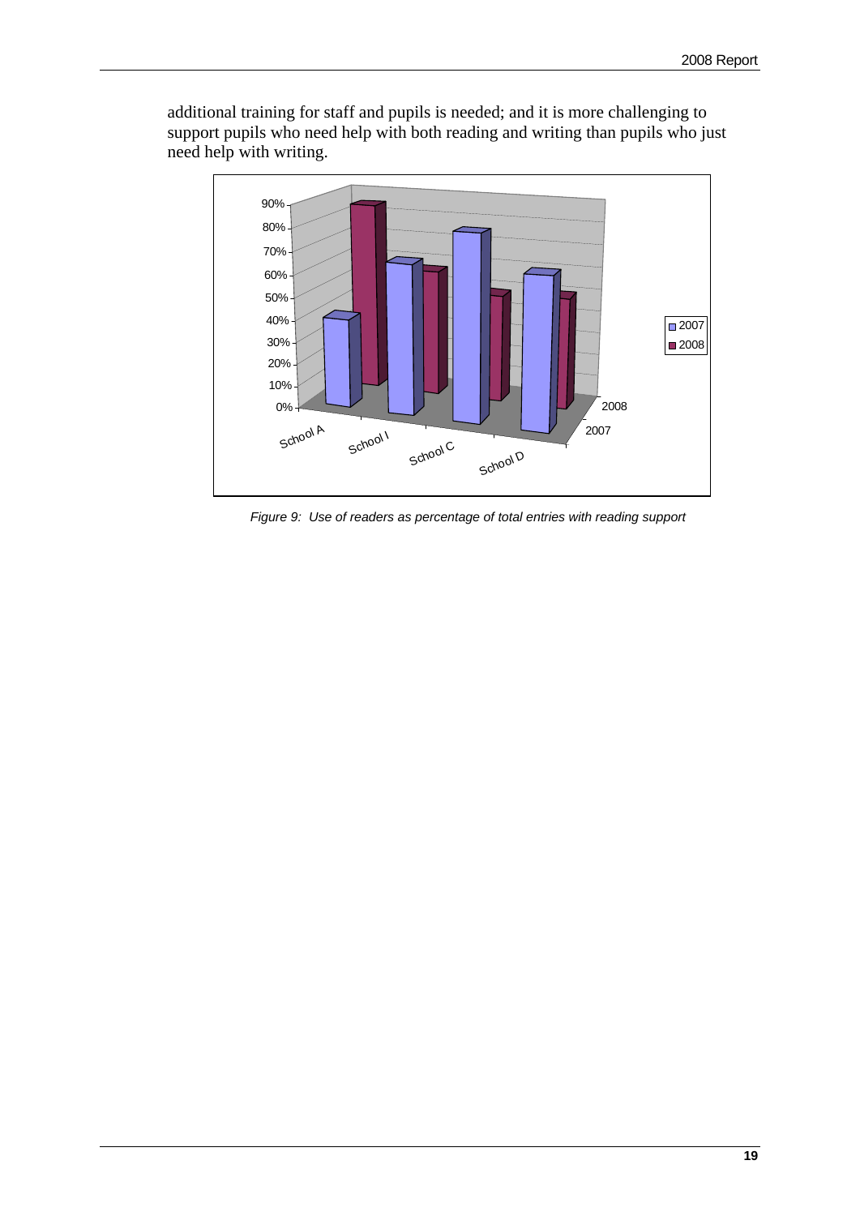additional training for staff and pupils is needed; and it is more challenging to support pupils who need help with both reading and writing than pupils who just need help with writing.

*Figure 9: Use of readers as percentage of total entries with reading support*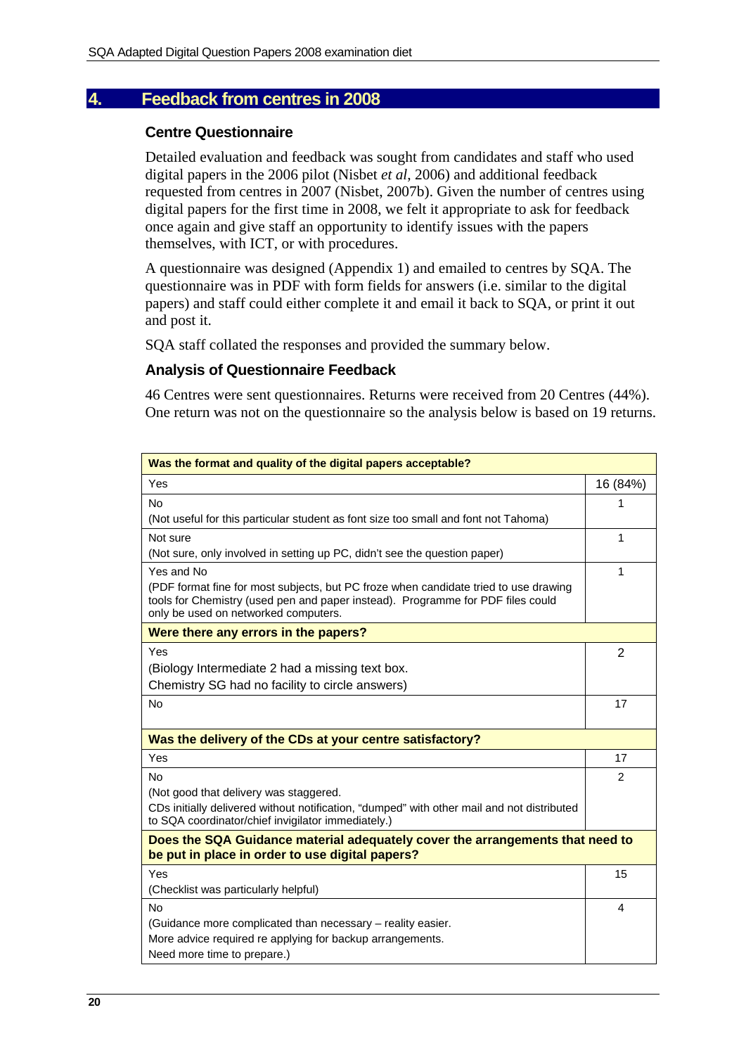# 4. Feedback from centres in 2008

### Centre Questionnaire

Detailed evaluation and feedback was sought from candidates and staff who used digital papers in the 2006 pilot (Nisbet *et al*, 2006) and additional feedback requested from centres in 2007 (Nisbet, 2007b). Given the number of centres using digital papers for the first time in 2008, we felt it appropriate to ask for feedback once again and give staff an opportunity to identify issues with the papers themselves, with ICT, or with procedures.

A questionnaire was designed (Appendix 1) and emailed to centres by SQA. The questionnaire was in PDF with form fields for answers (i.e. similar to the digital papers) and staff could either complete it and email it back to SQA, or print it out and post it.

SQA staff collated the responses and provided the summary below.

### Analysis of Questionnaire Feedback

46 Centres were sent questionnaires. Returns were received from 20 Centres (44%). One return was not on the questionnaire so the analysis below is based on 19 returns.

| **Was the format and quality of the digital papers acceptable?** | |
|---|---|
| Yes | 16 (84%) |
| No<br>(Not useful for this particular student as font size too small and font not Tahoma) | 1 |
| Not sure<br>(Not sure, only involved in setting up PC, didn't see the question paper) | 1 |
| Yes and No<br>(PDF format fine for most subjects, but PC froze when candidate tried to use drawing tools for Chemistry (used pen and paper instead). Programme for PDF files could only be used on networked computers. | 1 |
| **Were there any errors in the papers?** | |
| Yes<br>(Biology Intermediate 2 had a missing text box.<br>Chemistry SG had no facility to circle answers) | 2 |
| No | 17 |
| **Was the delivery of the CDs at your centre satisfactory?** | |
| Yes | 17 |
| No<br>(Not good that delivery was staggered.<br>CDs initially delivered without notification, "dumped" with other mail and not distributed to SQA coordinator/chief invigilator immediately.) | 2 |
| **Does the SQA Guidance material adequately cover the arrangements that need to be put in place in order to use digital papers?** | |
| Yes<br>(Checklist was particularly helpful) | 15 |
| No<br>(Guidance more complicated than necessary – reality easier.<br>More advice required re applying for backup arrangements.<br>Need more time to prepare.) | 4 |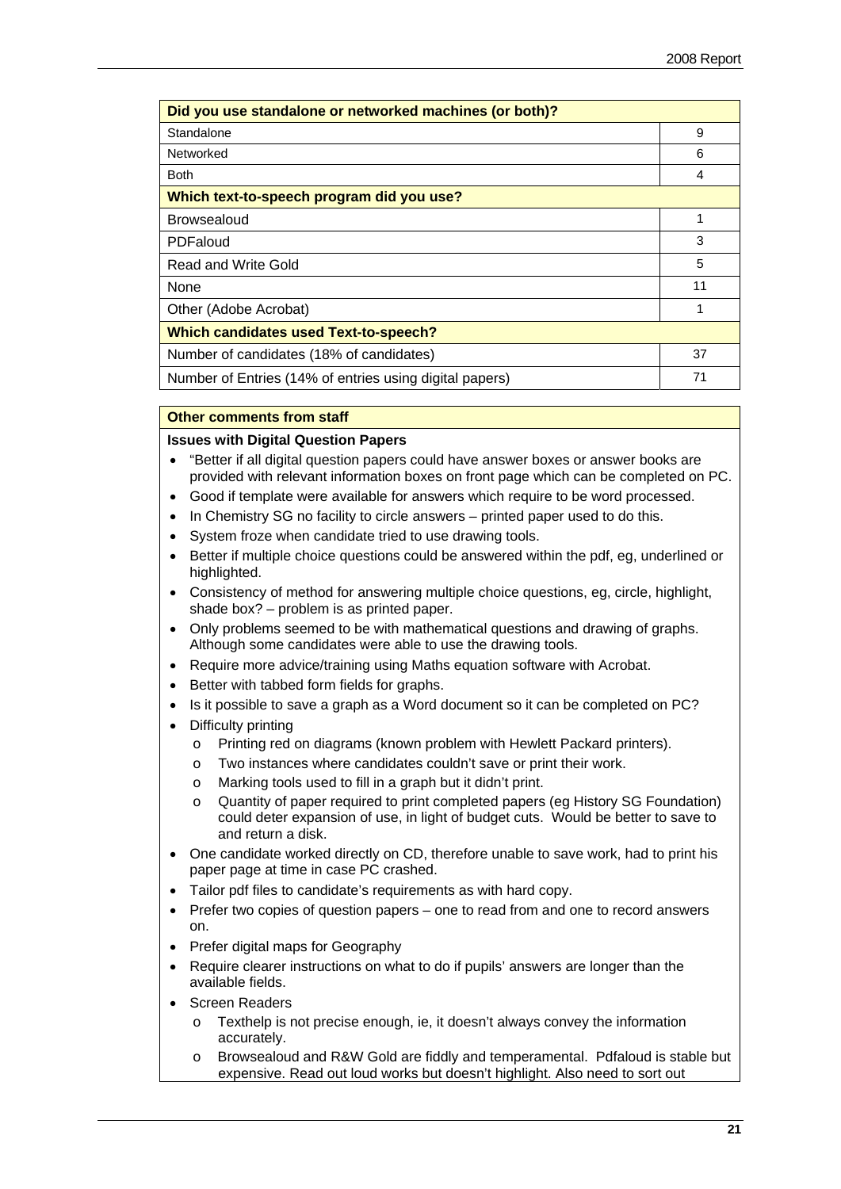| Did you use standalone or networked machines (or both)? | |
|---|---|
| Standalone | 9 |
| Networked | 6 |
| Both | 4 |
| **Which text-to-speech program did you use?** | |
| Browsealoud | 1 |
| PDFaloud | 3 |
| Read and Write Gold | 5 |
| None | 11 |
| Other (Adobe Acrobat) | 1 |
| **Which candidates used Text-to-speech?** | |
| Number of candidates (18% of candidates) | 37 |
| Number of Entries (14% of entries using digital papers) | 71 |

**Other comments from staff**

**Issues with Digital Question Papers**

- "Better if all digital question papers could have answer boxes or answer books are provided with relevant information boxes on front page which can be completed on PC.
- Good if template were available for answers which require to be word processed.
- In Chemistry SG no facility to circle answers – printed paper used to do this.
- System froze when candidate tried to use drawing tools.
- Better if multiple choice questions could be answered within the pdf, eg, underlined or highlighted.
- Consistency of method for answering multiple choice questions, eg, circle, highlight, shade box? – problem is as printed paper.
- Only problems seemed to be with mathematical questions and drawing of graphs. Although some candidates were able to use the drawing tools.
- Require more advice/training using Maths equation software with Acrobat.
- Better with tabbed form fields for graphs.
- Is it possible to save a graph as a Word document so it can be completed on PC?
- Difficulty printing
  - Printing red on diagrams (known problem with Hewlett Packard printers).
  - Two instances where candidates couldn't save or print their work.
  - Marking tools used to fill in a graph but it didn't print.
  - Quantity of paper required to print completed papers (eg History SG Foundation) could deter expansion of use, in light of budget cuts. Would be better to save to and return a disk.
- One candidate worked directly on CD, therefore unable to save work, had to print his paper page at time in case PC crashed.
- Tailor pdf files to candidate's requirements as with hard copy.
- Prefer two copies of question papers – one to read from and one to record answers on.
- Prefer digital maps for Geography
- Require clearer instructions on what to do if pupils' answers are longer than the available fields.
- Screen Readers
  - Texthelp is not precise enough, ie, it doesn't always convey the information accurately.
  - Browsealoud and R&W Gold are fiddly and temperamental. Pdfaloud is stable but expensive. Read out loud works but doesn't highlight. Also need to sort out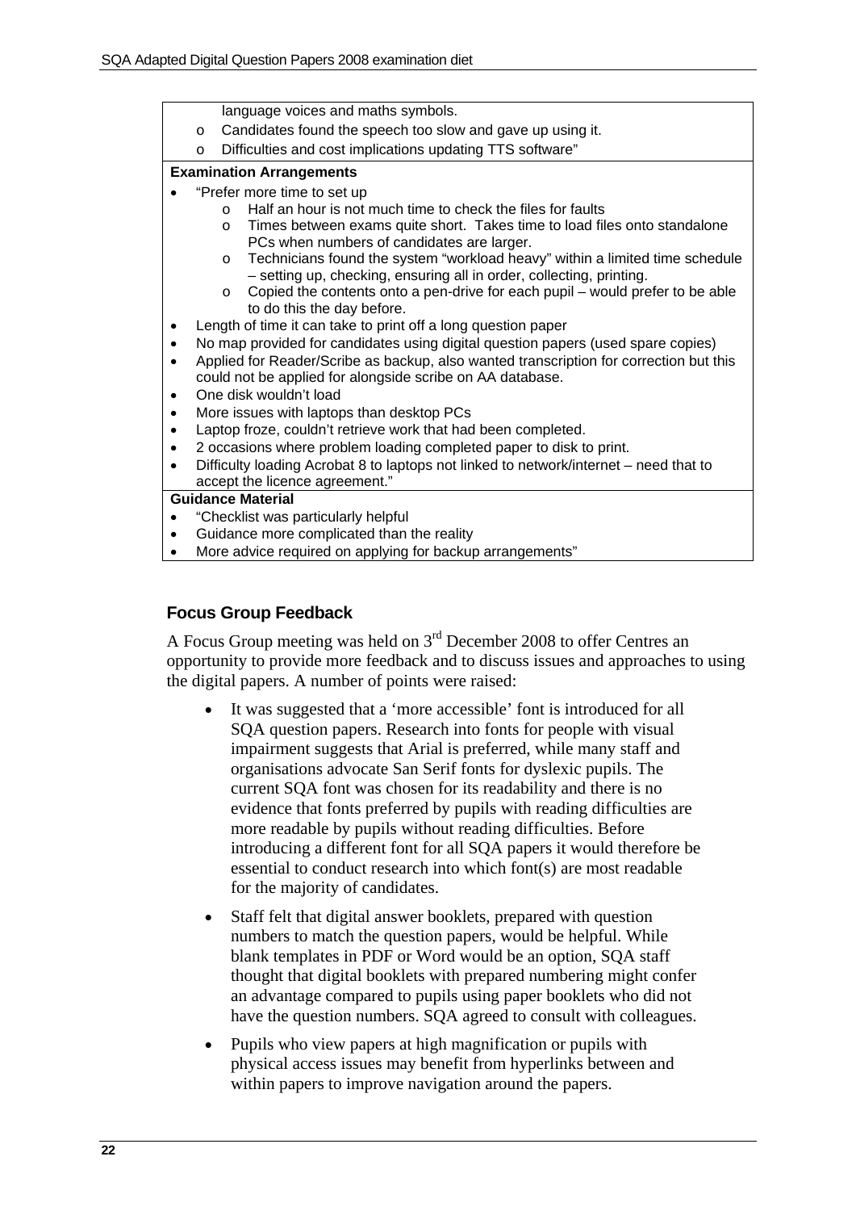language voices and maths symbols.
  - Candidates found the speech too slow and gave up using it.
  - Difficulties and cost implications updating TTS software"

**Examination Arrangements**

- "Prefer more time to set up
  - Half an hour is not much time to check the files for faults
  - Times between exams quite short. Takes time to load files onto standalone PCs when numbers of candidates are larger.
  - Technicians found the system "workload heavy" within a limited time schedule – setting up, checking, ensuring all in order, collecting, printing.
  - Copied the contents onto a pen-drive for each pupil – would prefer to be able to do this the day before.
- Length of time it can take to print off a long question paper
- No map provided for candidates using digital question papers (used spare copies)
- Applied for Reader/Scribe as backup, also wanted transcription for correction but this could not be applied for alongside scribe on AA database.
- One disk wouldn't load
- More issues with laptops than desktop PCs
- Laptop froze, couldn't retrieve work that had been completed.
- 2 occasions where problem loading completed paper to disk to print.
- Difficulty loading Acrobat 8 to laptops not linked to network/internet – need that to accept the licence agreement."

**Guidance Material**

- "Checklist was particularly helpful
- Guidance more complicated than the reality
- More advice required on applying for backup arrangements"

### Focus Group Feedback

A Focus Group meeting was held on 3rd December 2008 to offer Centres an opportunity to provide more feedback and to discuss issues and approaches to using the digital papers. A number of points were raised:

- It was suggested that a 'more accessible' font is introduced for all SQA question papers. Research into fonts for people with visual impairment suggests that Arial is preferred, while many staff and organisations advocate San Serif fonts for dyslexic pupils. The current SQA font was chosen for its readability and there is no evidence that fonts preferred by pupils with reading difficulties are more readable by pupils without reading difficulties. Before introducing a different font for all SQA papers it would therefore be essential to conduct research into which font(s) are most readable for the majority of candidates.

- Staff felt that digital answer booklets, prepared with question numbers to match the question papers, would be helpful. While blank templates in PDF or Word would be an option, SQA staff thought that digital booklets with prepared numbering might confer an advantage compared to pupils using paper booklets who did not have the question numbers. SQA agreed to consult with colleagues.

- Pupils who view papers at high magnification or pupils with physical access issues may benefit from hyperlinks between and within papers to improve navigation around the papers.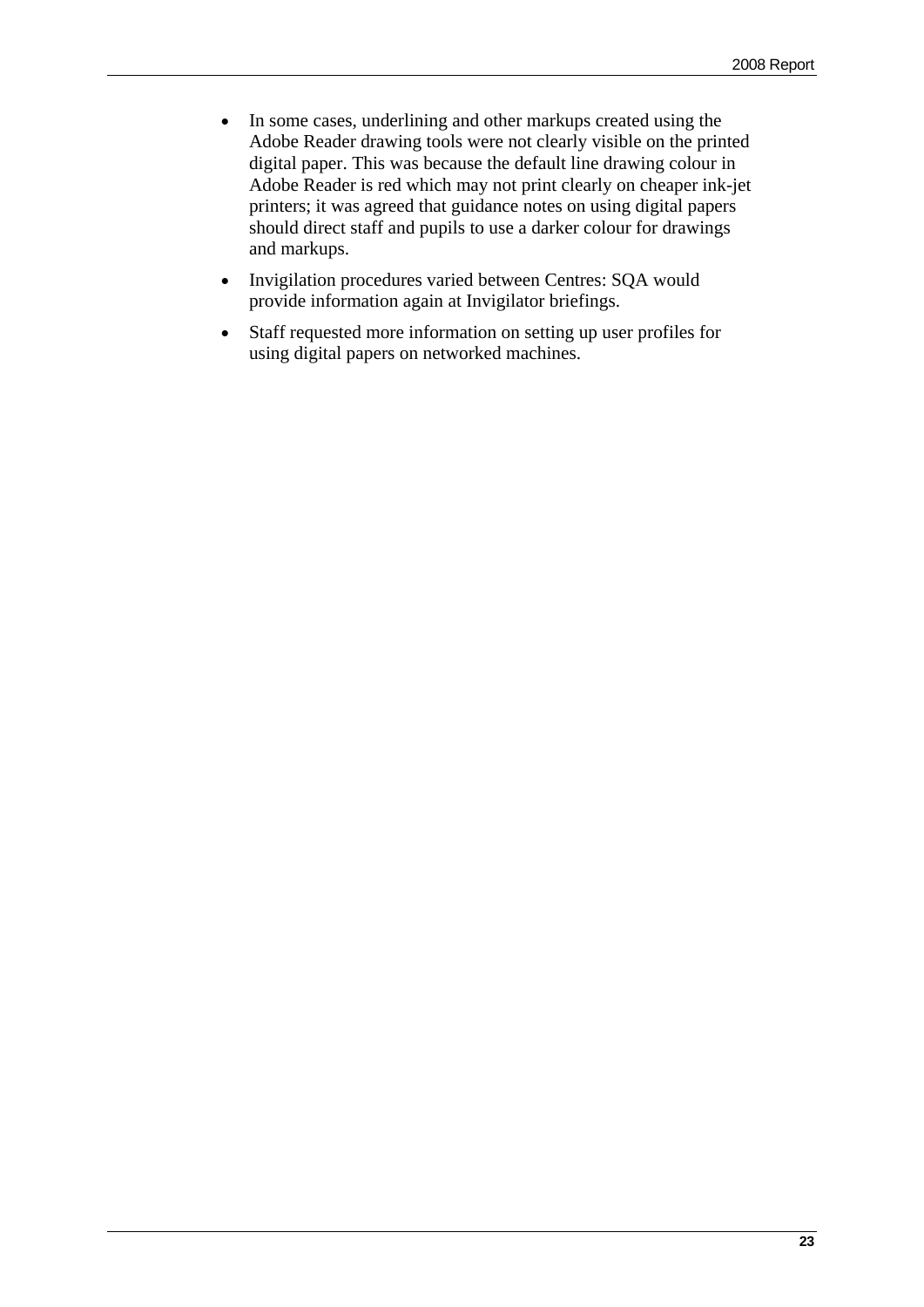- In some cases, underlining and other markups created using the Adobe Reader drawing tools were not clearly visible on the printed digital paper. This was because the default line drawing colour in Adobe Reader is red which may not print clearly on cheaper ink-jet printers; it was agreed that guidance notes on using digital papers should direct staff and pupils to use a darker colour for drawings and markups.
- Invigilation procedures varied between Centres: SQA would provide information again at Invigilator briefings.
- Staff requested more information on setting up user profiles for using digital papers on networked machines.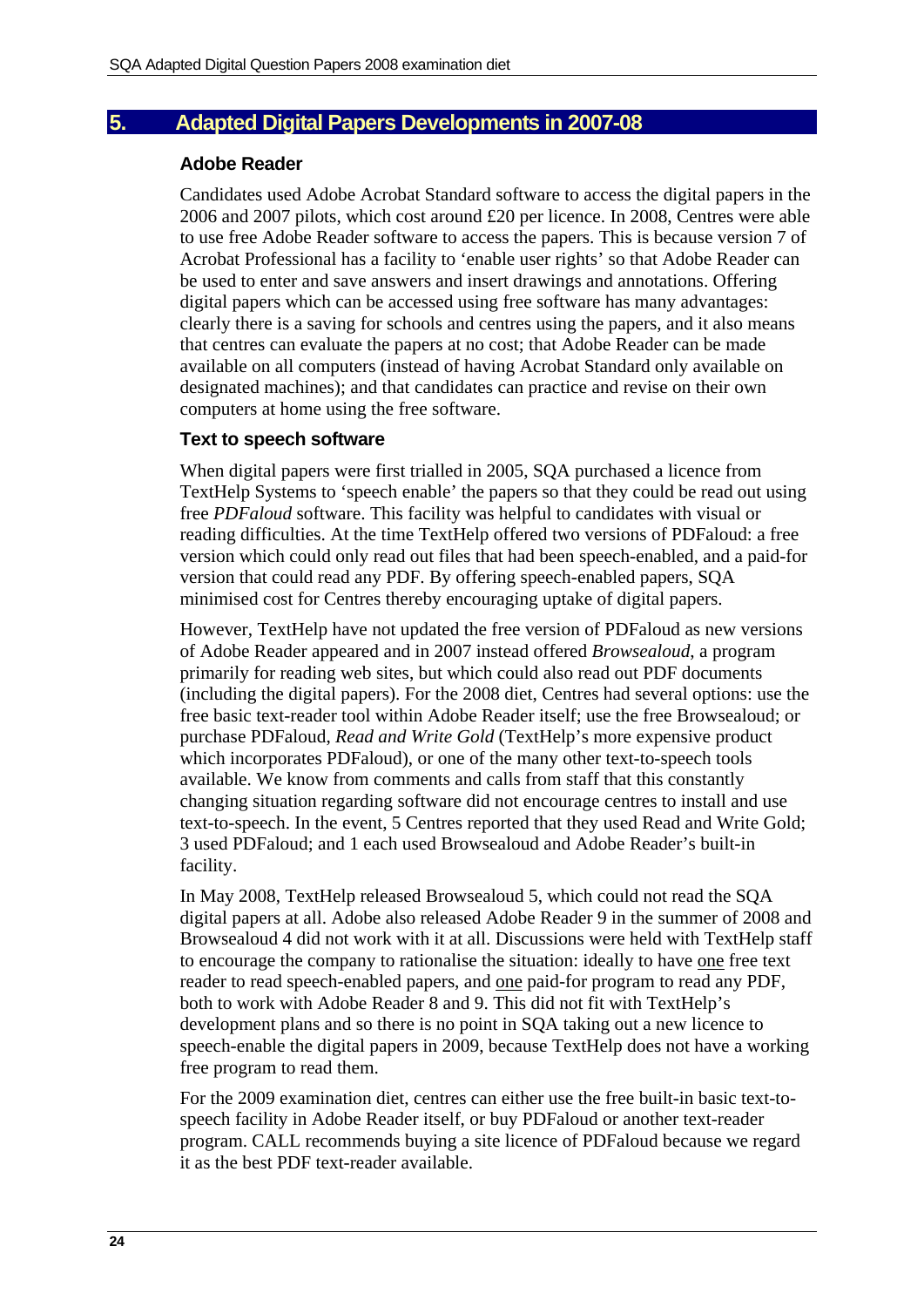## 5. Adapted Digital Papers Developments in 2007-08

### Adobe Reader

Candidates used Adobe Acrobat Standard software to access the digital papers in the 2006 and 2007 pilots, which cost around £20 per licence. In 2008, Centres were able to use free Adobe Reader software to access the papers. This is because version 7 of Acrobat Professional has a facility to 'enable user rights' so that Adobe Reader can be used to enter and save answers and insert drawings and annotations. Offering digital papers which can be accessed using free software has many advantages: clearly there is a saving for schools and centres using the papers, and it also means that centres can evaluate the papers at no cost; that Adobe Reader can be made available on all computers (instead of having Acrobat Standard only available on designated machines); and that candidates can practice and revise on their own computers at home using the free software.

### Text to speech software

When digital papers were first trialled in 2005, SQA purchased a licence from TextHelp Systems to 'speech enable' the papers so that they could be read out using free *PDFaloud* software. This facility was helpful to candidates with visual or reading difficulties. At the time TextHelp offered two versions of PDFaloud: a free version which could only read out files that had been speech-enabled, and a paid-for version that could read any PDF. By offering speech-enabled papers, SQA minimised cost for Centres thereby encouraging uptake of digital papers.

However, TextHelp have not updated the free version of PDFaloud as new versions of Adobe Reader appeared and in 2007 instead offered *Browsealoud*, a program primarily for reading web sites, but which could also read out PDF documents (including the digital papers). For the 2008 diet, Centres had several options: use the free basic text-reader tool within Adobe Reader itself; use the free Browsealoud; or purchase PDFaloud, *Read and Write Gold* (TextHelp's more expensive product which incorporates PDFaloud), or one of the many other text-to-speech tools available. We know from comments and calls from staff that this constantly changing situation regarding software did not encourage centres to install and use text-to-speech. In the event, 5 Centres reported that they used Read and Write Gold; 3 used PDFaloud; and 1 each used Browsealoud and Adobe Reader's built-in facility.

In May 2008, TextHelp released Browsealoud 5, which could not read the SQA digital papers at all. Adobe also released Adobe Reader 9 in the summer of 2008 and Browsealoud 4 did not work with it at all. Discussions were held with TextHelp staff to encourage the company to rationalise the situation: ideally to have <u>one</u> free text reader to read speech-enabled papers, and <u>one</u> paid-for program to read any PDF, both to work with Adobe Reader 8 and 9. This did not fit with TextHelp's development plans and so there is no point in SQA taking out a new licence to speech-enable the digital papers in 2009, because TextHelp does not have a working free program to read them.

For the 2009 examination diet, centres can either use the free built-in basic text-to-speech facility in Adobe Reader itself, or buy PDFaloud or another text-reader program. CALL recommends buying a site licence of PDFaloud because we regard it as the best PDF text-reader available.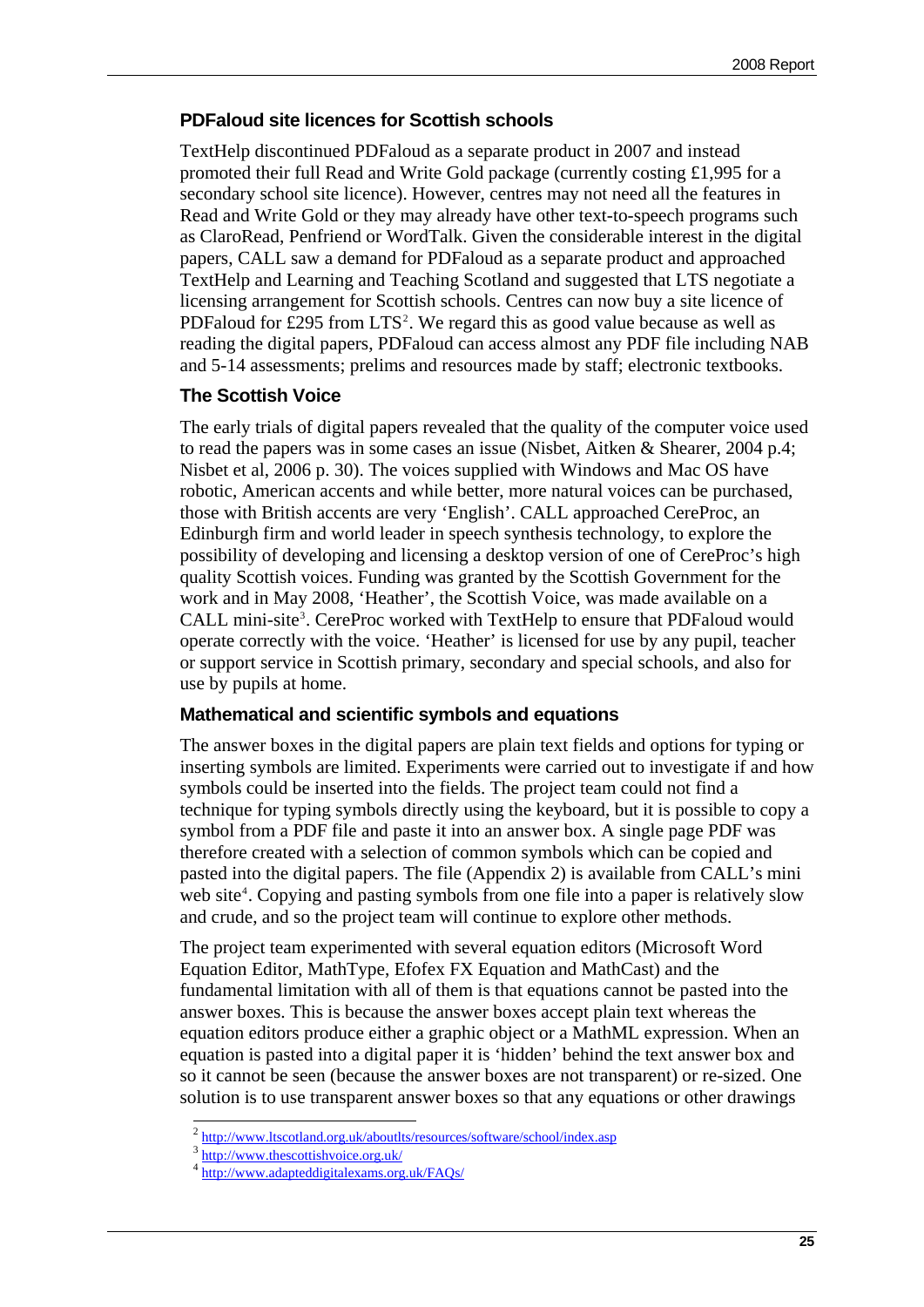### PDFaloud site licences for Scottish schools

TextHelp discontinued PDFaloud as a separate product in 2007 and instead promoted their full Read and Write Gold package (currently costing £1,995 for a secondary school site licence). However, centres may not need all the features in Read and Write Gold or they may already have other text-to-speech programs such as ClaroRead, Penfriend or WordTalk. Given the considerable interest in the digital papers, CALL saw a demand for PDFaloud as a separate product and approached TextHelp and Learning and Teaching Scotland and suggested that LTS negotiate a licensing arrangement for Scottish schools. Centres can now buy a site licence of PDFaloud for £295 from LTS[2]. We regard this as good value because as well as reading the digital papers, PDFaloud can access almost any PDF file including NAB and 5-14 assessments; prelims and resources made by staff; electronic textbooks.

### The Scottish Voice

The early trials of digital papers revealed that the quality of the computer voice used to read the papers was in some cases an issue (Nisbet, Aitken & Shearer, 2004 p.4; Nisbet et al, 2006 p. 30). The voices supplied with Windows and Mac OS have robotic, American accents and while better, more natural voices can be purchased, those with British accents are very 'English'. CALL approached CereProc, an Edinburgh firm and world leader in speech synthesis technology, to explore the possibility of developing and licensing a desktop version of one of CereProc's high quality Scottish voices. Funding was granted by the Scottish Government for the work and in May 2008, 'Heather', the Scottish Voice, was made available on a CALL mini-site[3]. CereProc worked with TextHelp to ensure that PDFaloud would operate correctly with the voice. 'Heather' is licensed for use by any pupil, teacher or support service in Scottish primary, secondary and special schools, and also for use by pupils at home.

### Mathematical and scientific symbols and equations

The answer boxes in the digital papers are plain text fields and options for typing or inserting symbols are limited. Experiments were carried out to investigate if and how symbols could be inserted into the fields. The project team could not find a technique for typing symbols directly using the keyboard, but it is possible to copy a symbol from a PDF file and paste it into an answer box. A single page PDF was therefore created with a selection of common symbols which can be copied and pasted into the digital papers. The file (Appendix 2) is available from CALL's mini web site[4]. Copying and pasting symbols from one file into a paper is relatively slow and crude, and so the project team will continue to explore other methods.

The project team experimented with several equation editors (Microsoft Word Equation Editor, MathType, Efofex FX Equation and MathCast) and the fundamental limitation with all of them is that equations cannot be pasted into the answer boxes. This is because the answer boxes accept plain text whereas the equation editors produce either a graphic object or a MathML expression. When an equation is pasted into a digital paper it is 'hidden' behind the text answer box and so it cannot be seen (because the answer boxes are not transparent) or re-sized. One solution is to use transparent answer boxes so that any equations or other drawings

---

[2] http://www.ltscotland.org.uk/aboutlts/resources/software/school/index.asp

[3] http://www.thescottishvoice.org.uk/

[4] http://www.adapteddigitalexams.org.uk/FAQs/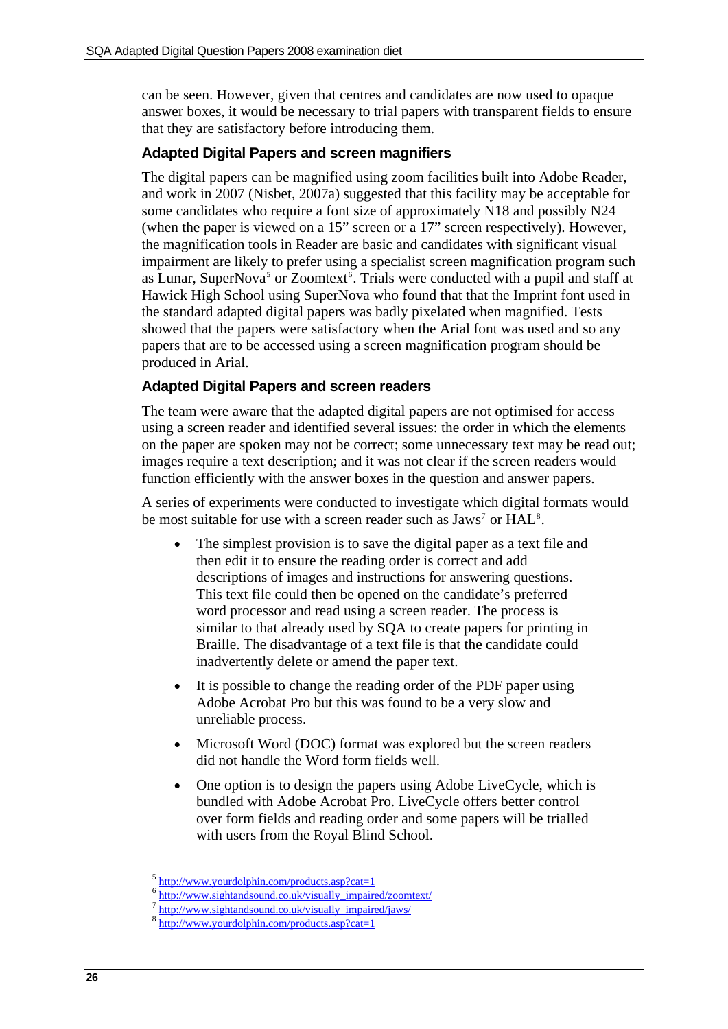can be seen. However, given that centres and candidates are now used to opaque answer boxes, it would be necessary to trial papers with transparent fields to ensure that they are satisfactory before introducing them.

### Adapted Digital Papers and screen magnifiers

The digital papers can be magnified using zoom facilities built into Adobe Reader, and work in 2007 (Nisbet, 2007a) suggested that this facility may be acceptable for some candidates who require a font size of approximately N18 and possibly N24 (when the paper is viewed on a 15" screen or a 17" screen respectively). However, the magnification tools in Reader are basic and candidates with significant visual impairment are likely to prefer using a specialist screen magnification program such as Lunar, SuperNova[5] or Zoomtext[6]. Trials were conducted with a pupil and staff at Hawick High School using SuperNova who found that that the Imprint font used in the standard adapted digital papers was badly pixelated when magnified. Tests showed that the papers were satisfactory when the Arial font was used and so any papers that are to be accessed using a screen magnification program should be produced in Arial.

### Adapted Digital Papers and screen readers

The team were aware that the adapted digital papers are not optimised for access using a screen reader and identified several issues: the order in which the elements on the paper are spoken may not be correct; some unnecessary text may be read out; images require a text description; and it was not clear if the screen readers would function efficiently with the answer boxes in the question and answer papers.

A series of experiments were conducted to investigate which digital formats would be most suitable for use with a screen reader such as Jaws[7] or HAL[8].

- The simplest provision is to save the digital paper as a text file and then edit it to ensure the reading order is correct and add descriptions of images and instructions for answering questions. This text file could then be opened on the candidate's preferred word processor and read using a screen reader. The process is similar to that already used by SQA to create papers for printing in Braille. The disadvantage of a text file is that the candidate could inadvertently delete or amend the paper text.
- It is possible to change the reading order of the PDF paper using Adobe Acrobat Pro but this was found to be a very slow and unreliable process.
- Microsoft Word (DOC) format was explored but the screen readers did not handle the Word form fields well.
- One option is to design the papers using Adobe LiveCycle, which is bundled with Adobe Acrobat Pro. LiveCycle offers better control over form fields and reading order and some papers will be trialled with users from the Royal Blind School.

---

[5] http://www.yourdolphin.com/products.asp?cat=1
[6] http://www.sightandsound.co.uk/visually_impaired/zoomtext/
[7] http://www.sightandsound.co.uk/visually_impaired/jaws/
[8] http://www.yourdolphin.com/products.asp?cat=1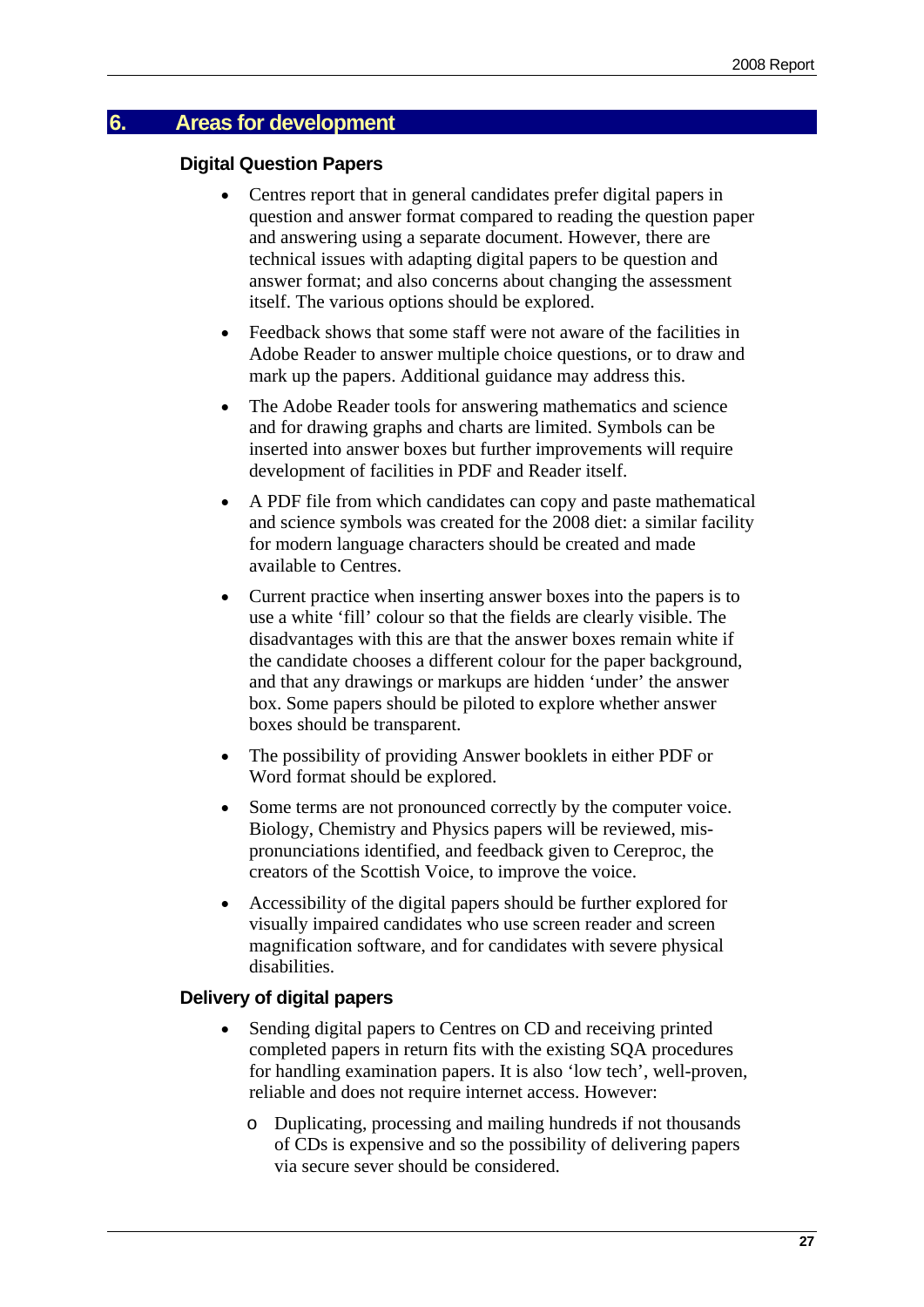## 6. Areas for development

### Digital Question Papers

- Centres report that in general candidates prefer digital papers in question and answer format compared to reading the question paper and answering using a separate document. However, there are technical issues with adapting digital papers to be question and answer format; and also concerns about changing the assessment itself. The various options should be explored.
- Feedback shows that some staff were not aware of the facilities in Adobe Reader to answer multiple choice questions, or to draw and mark up the papers. Additional guidance may address this.
- The Adobe Reader tools for answering mathematics and science and for drawing graphs and charts are limited. Symbols can be inserted into answer boxes but further improvements will require development of facilities in PDF and Reader itself.
- A PDF file from which candidates can copy and paste mathematical and science symbols was created for the 2008 diet: a similar facility for modern language characters should be created and made available to Centres.
- Current practice when inserting answer boxes into the papers is to use a white 'fill' colour so that the fields are clearly visible. The disadvantages with this are that the answer boxes remain white if the candidate chooses a different colour for the paper background, and that any drawings or markups are hidden 'under' the answer box. Some papers should be piloted to explore whether answer boxes should be transparent.
- The possibility of providing Answer booklets in either PDF or Word format should be explored.
- Some terms are not pronounced correctly by the computer voice. Biology, Chemistry and Physics papers will be reviewed, mis-pronunciations identified, and feedback given to Cereproc, the creators of the Scottish Voice, to improve the voice.
- Accessibility of the digital papers should be further explored for visually impaired candidates who use screen reader and screen magnification software, and for candidates with severe physical disabilities.

### Delivery of digital papers

- Sending digital papers to Centres on CD and receiving printed completed papers in return fits with the existing SQA procedures for handling examination papers. It is also 'low tech', well-proven, reliable and does not require internet access. However:
  - Duplicating, processing and mailing hundreds if not thousands of CDs is expensive and so the possibility of delivering papers via secure sever should be considered.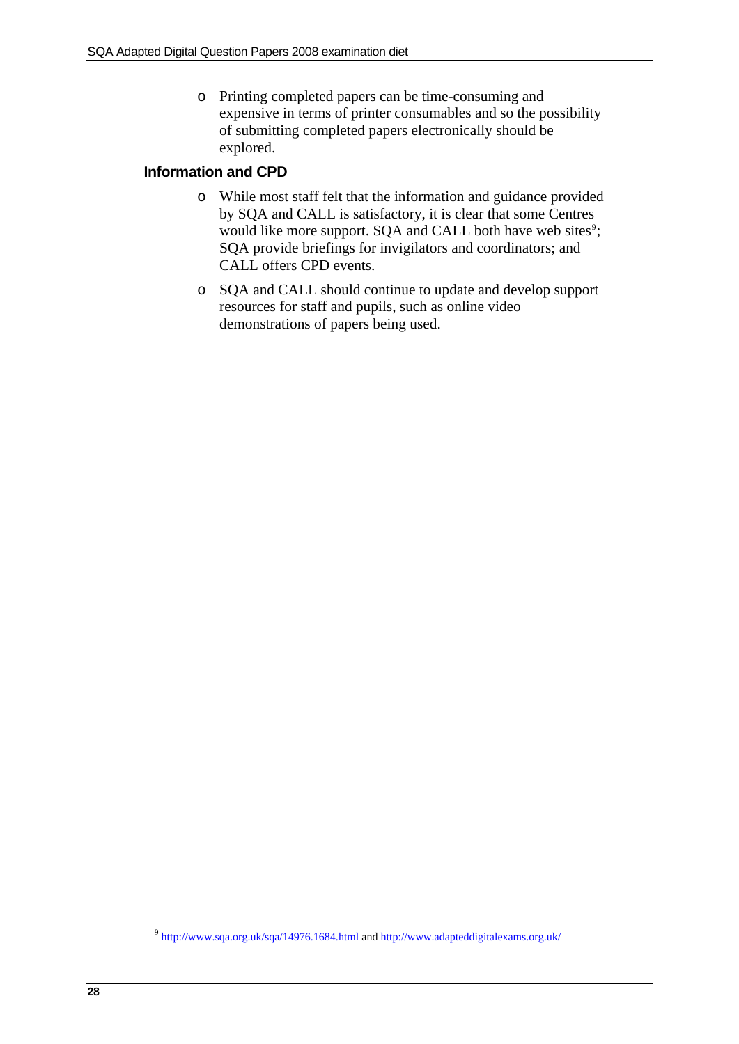- Printing completed papers can be time-consuming and expensive in terms of printer consumables and so the possibility of submitting completed papers electronically should be explored.

### Information and CPD

- While most staff felt that the information and guidance provided by SQA and CALL is satisfactory, it is clear that some Centres would like more support. SQA and CALL both have web sites[9]; SQA provide briefings for invigilators and coordinators; and CALL offers CPD events.
- SQA and CALL should continue to update and develop support resources for staff and pupils, such as online video demonstrations of papers being used.

---

[9] http://www.sqa.org.uk/sqa/14976.1684.html and http://www.adapteddigitalexams.org.uk/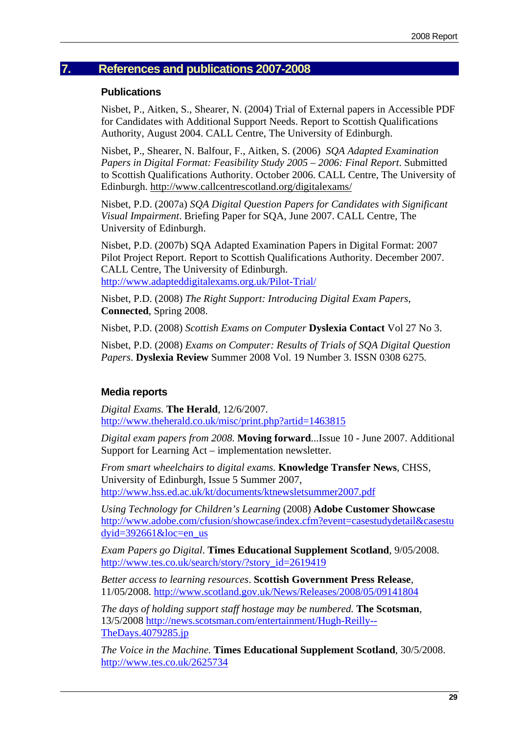# 7. References and publications 2007-2008

### Publications

Nisbet, P., Aitken, S., Shearer, N. (2004) Trial of External papers in Accessible PDF for Candidates with Additional Support Needs. Report to Scottish Qualifications Authority, August 2004. CALL Centre, The University of Edinburgh.

Nisbet, P., Shearer, N. Balfour, F., Aitken, S. (2006) *SQA Adapted Examination Papers in Digital Format: Feasibility Study 2005 – 2006: Final Report*. Submitted to Scottish Qualifications Authority. October 2006. CALL Centre, The University of Edinburgh. http://www.callcentrescotland.org/digitalexams/

Nisbet, P.D. (2007a) *SQA Digital Question Papers for Candidates with Significant Visual Impairment*. Briefing Paper for SQA, June 2007. CALL Centre, The University of Edinburgh.

Nisbet, P.D. (2007b) SQA Adapted Examination Papers in Digital Format: 2007 Pilot Project Report. Report to Scottish Qualifications Authority. December 2007. CALL Centre, The University of Edinburgh. http://www.adapteddigitalexams.org.uk/Pilot-Trial/

Nisbet, P.D. (2008) *The Right Support: Introducing Digital Exam Papers*, **Connected**, Spring 2008.

Nisbet, P.D. (2008) *Scottish Exams on Computer* **Dyslexia Contact** Vol 27 No 3.

Nisbet, P.D. (2008) *Exams on Computer: Results of Trials of SQA Digital Question Papers*. **Dyslexia Review** Summer 2008 Vol. 19 Number 3. ISSN 0308 6275.

### Media reports

*Digital Exams.* **The Herald**, 12/6/2007. http://www.theherald.co.uk/misc/print.php?artid=1463815

*Digital exam papers from 2008.* **Moving forward**...Issue 10 - June 2007. Additional Support for Learning Act – implementation newsletter.

*From smart wheelchairs to digital exams.* **Knowledge Transfer News**, CHSS, University of Edinburgh, Issue 5 Summer 2007, http://www.hss.ed.ac.uk/kt/documents/ktnewsletsummer2007.pdf

*Using Technology for Children's Learning* (2008) **Adobe Customer Showcase** http://www.adobe.com/cfusion/showcase/index.cfm?event=casestudydetail&casestudyid=392661&loc=en_us

*Exam Papers go Digital*. **Times Educational Supplement Scotland**, 9/05/2008. http://www.tes.co.uk/search/story/?story_id=2619419

*Better access to learning resources*. **Scottish Government Press Release**, 11/05/2008. http://www.scotland.gov.uk/News/Releases/2008/05/09141804

*The days of holding support staff hostage may be numbered.* **The Scotsman**, 13/5/2008 http://news.scotsman.com/entertainment/Hugh-Reilly--TheDays.4079285.jp

*The Voice in the Machine.* **Times Educational Supplement Scotland**, 30/5/2008. http://www.tes.co.uk/2625734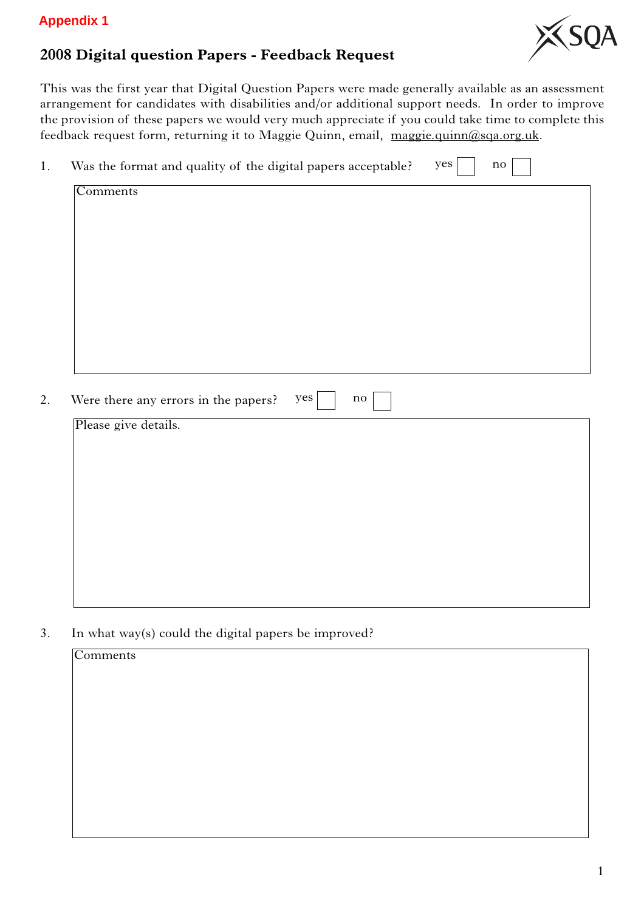**Appendix 1**

## 2008 Digital question Papers - Feedback Request

This was the first year that Digital Question Papers were made generally available as an assessment arrangement for candidates with disabilities and/or additional support needs. In order to improve the provision of these papers we would very much appreciate if you could take time to complete this feedback request form, returning it to Maggie Quinn, email, maggie.quinn@sqa.org.uk.

1. Was the format and quality of the digital papers acceptable? yes ☐ no ☐

   Comments

2. Were there any errors in the papers? yes ☐ no ☐

   Please give details.

3. In what way(s) could the digital papers be improved?

   Comments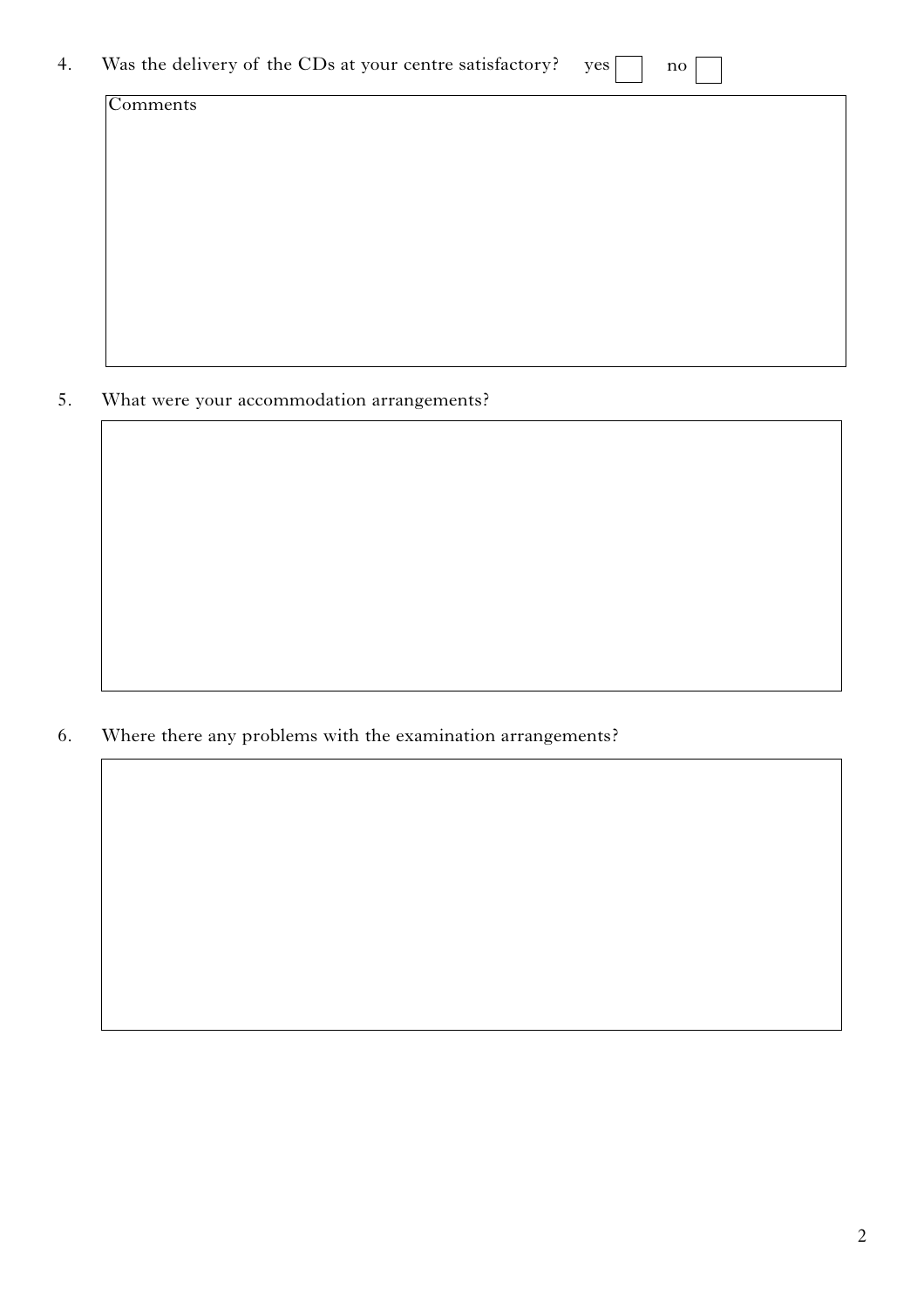4. Was the delivery of the CDs at your centre satisfactory? yes ☐ no ☐

| Comments |
| --- |
| |

5. What were your accommodation arrangements?

| |
| --- |
| |

6. Where there any problems with the examination arrangements?

| |
| --- |
| |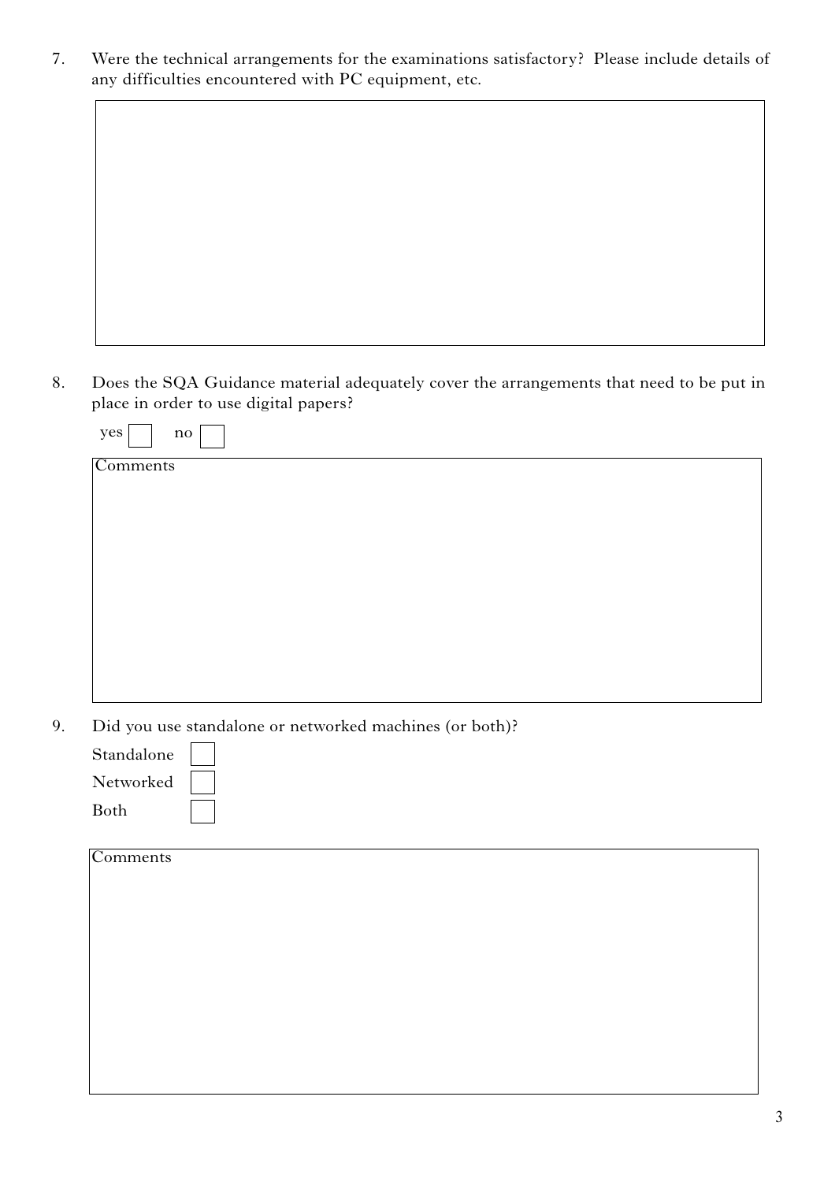7. Were the technical arrangements for the examinations satisfactory? Please include details of any difficulties encountered with PC equipment, etc.

8. Does the SQA Guidance material adequately cover the arrangements that need to be put in place in order to use digital papers?

yes ☐ no ☐

Comments

9. Did you use standalone or networked machines (or both)?

Standalone ☐

Networked ☐

Both ☐

Comments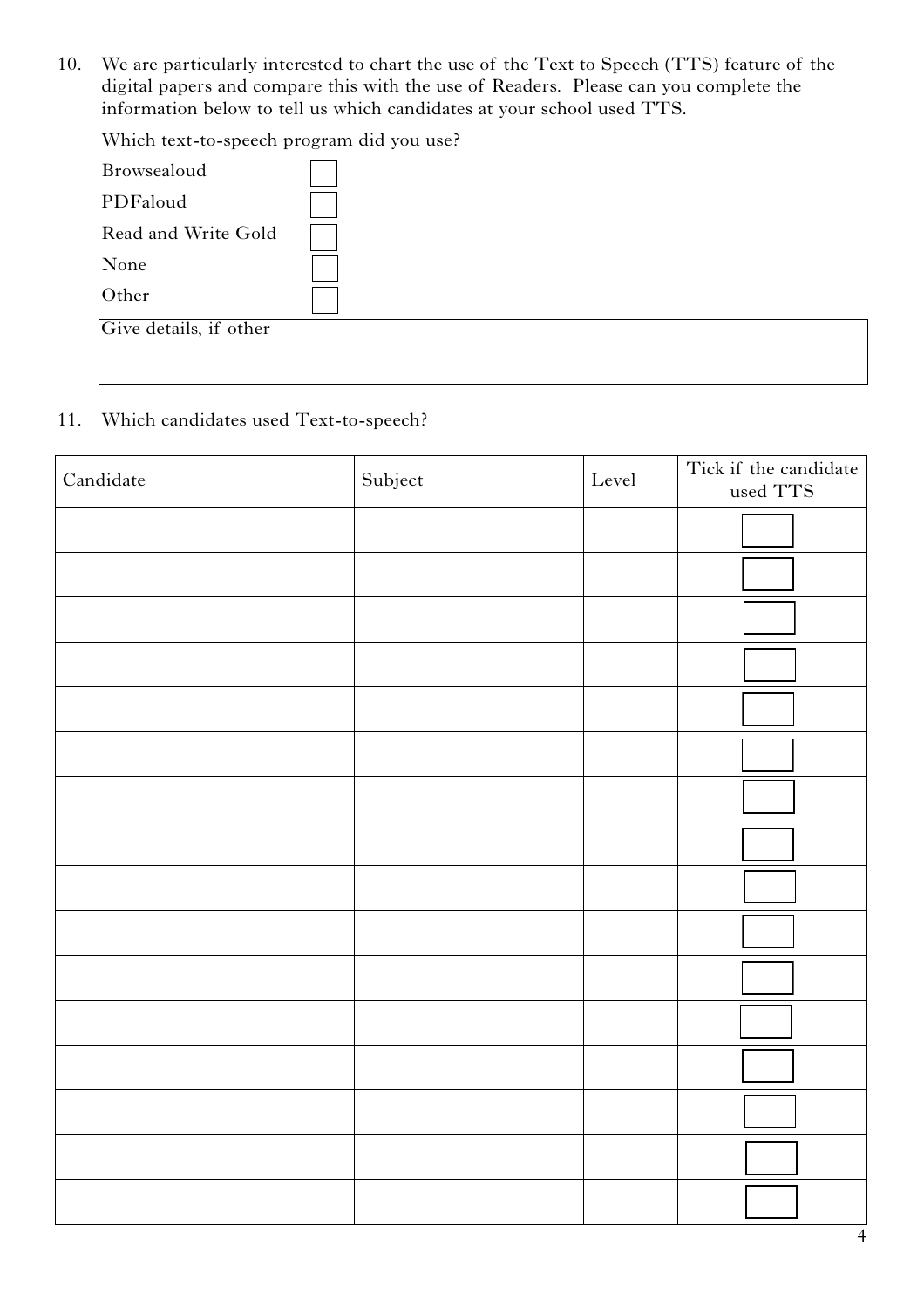10. We are particularly interested to chart the use of the Text to Speech (TTS) feature of the digital papers and compare this with the use of Readers. Please can you complete the information below to tell us which candidates at your school used TTS.

Which text-to-speech program did you use?

- Browsealoud ☐
- PDFaloud ☐
- Read and Write Gold ☐
- None ☐
- Other ☐

Give details, if other

11. Which candidates used Text-to-speech?

| Candidate | Subject | Level | Tick if the candidate used TTS |
|---|---|---|---|
| | | | ☐ |
| | | | ☐ |
| | | | ☐ |
| | | | ☐ |
| | | | ☐ |
| | | | ☐ |
| | | | ☐ |
| | | | ☐ |
| | | | ☐ |
| | | | ☐ |
| | | | ☐ |
| | | | ☐ |
| | | | ☐ |
| | | | ☐ |
| | | | ☐ |
| | | | ☐ |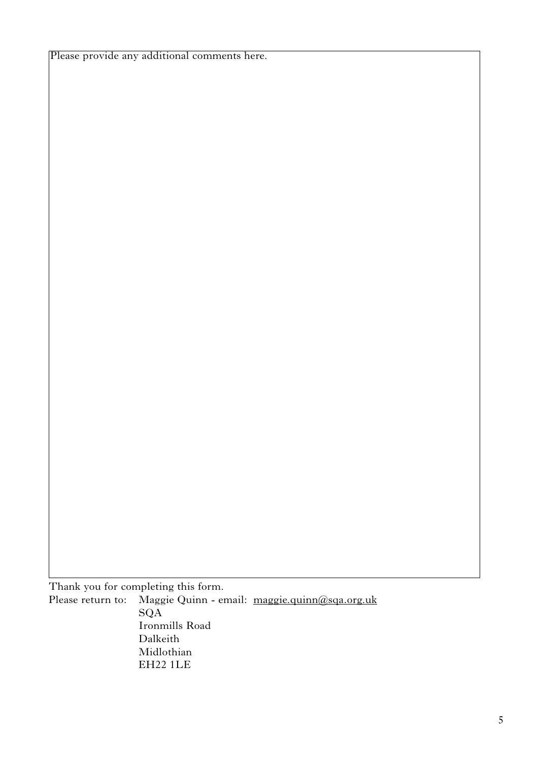| Please provide any additional comments here. |
| --- |
| |

Thank you for completing this form.

Please return to: Maggie Quinn - email: maggie.quinn@sqa.org.uk
SQA
Ironmills Road
Dalkeith
Midlothian
EH22 1LE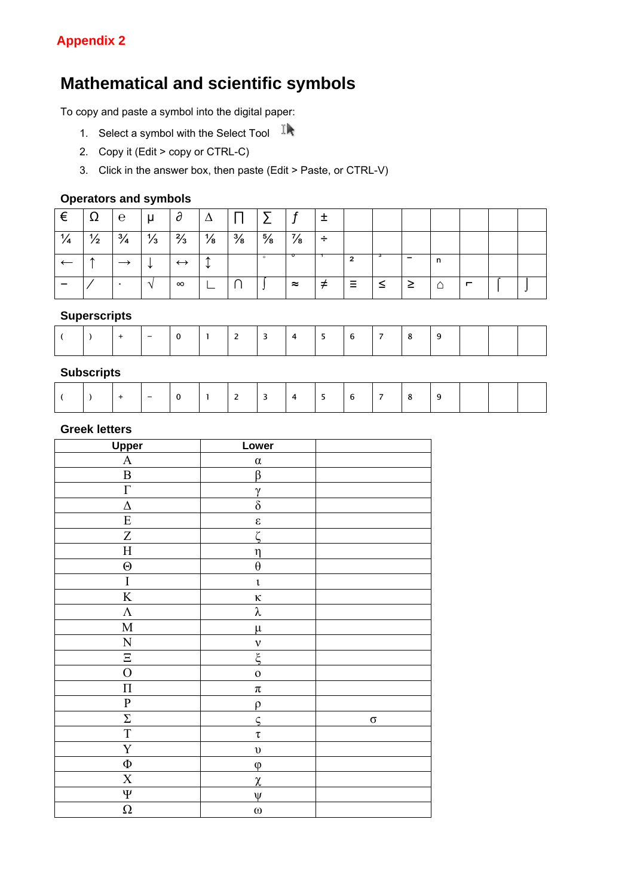Appendix 2

# Mathematical and scientific symbols

To copy and paste a symbol into the digital paper:

1. Select a symbol with the Select Tool
2. Copy it (Edit > copy or CTRL-C)
3. Click in the answer box, then paste (Edit > Paste, or CTRL-V)

## Operators and symbols

| € | Ω | ℮ | µ | ∂ | ∆ | ∏ | ∑ | ƒ | ± | | | | | | | |
|---|---|---|---|---|---|---|---|---|---|---|---|---|---|---|---|---|
| ¼ | ½ | ¾ | ⅓ | ⅔ | ⅛ | ⅜ | ⅝ | ⅞ | ÷ | | | | | | | |
| ← | ↑ | → | ↓ | ↔ | ↕ | | ° | ⁰ | ¹ | ² | ³ | ⁻ | ⁿ | | | |
| − | ∕ | ∙ | √ | ∞ | ∟ | ∩ | ∫ | ≈ | ≠ | ≡ | ≤ | ≥ | ⌂ | ⌐ | ⌠ | ⌡ |

## Superscripts

| ⁽ | ⁾ | ⁺ | ⁻ | ⁰ | ¹ | ² | ³ | ⁴ | ⁵ | ⁶ | ⁷ | ⁸ | ⁹ | | | |
|---|---|---|---|---|---|---|---|---|---|---|---|---|---|---|---|---|

## Subscripts

| ₍ | ₎ | ₊ | ₋ | ₀ | ₁ | ₂ | ₃ | ₄ | ₅ | ₆ | ₇ | ₈ | ₉ | | | |
|---|---|---|---|---|---|---|---|---|---|---|---|---|---|---|---|---|

## Greek letters

| Upper | Lower | |
|---|---|---|
| Α | α | |
| Β | β | |
| Γ | γ | |
| Δ | δ | |
| Ε | ε | |
| Ζ | ζ | |
| Η | η | |
| Θ | θ | |
| Ι | ι | |
| Κ | κ | |
| Λ | λ | |
| Μ | μ | |
| Ν | ν | |
| Ξ | ξ | |
| Ο | ο | |
| Π | π | |
| Ρ | ρ | |
| Σ | ς | σ |
| Τ | τ | |
| Υ | υ | |
| Φ | φ | |
| Χ | χ | |
| Ψ | ψ | |
| Ω | ω | |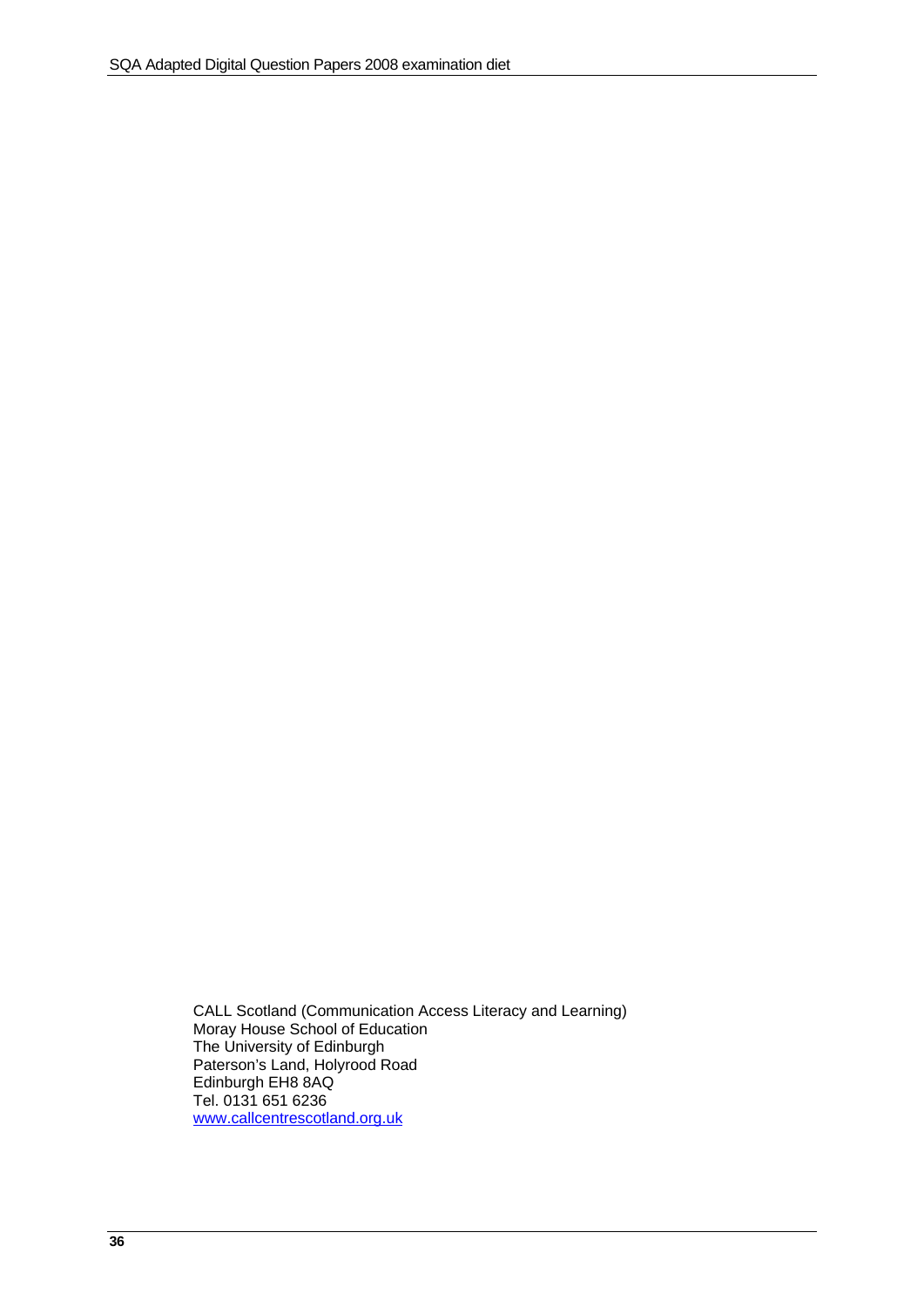CALL Scotland (Communication Access Literacy and Learning)
Moray House School of Education
The University of Edinburgh
Paterson's Land, Holyrood Road
Edinburgh EH8 8AQ
Tel. 0131 651 6236
[www.callcentrescotland.org.uk](http://www.callcentrescotland.org.uk)